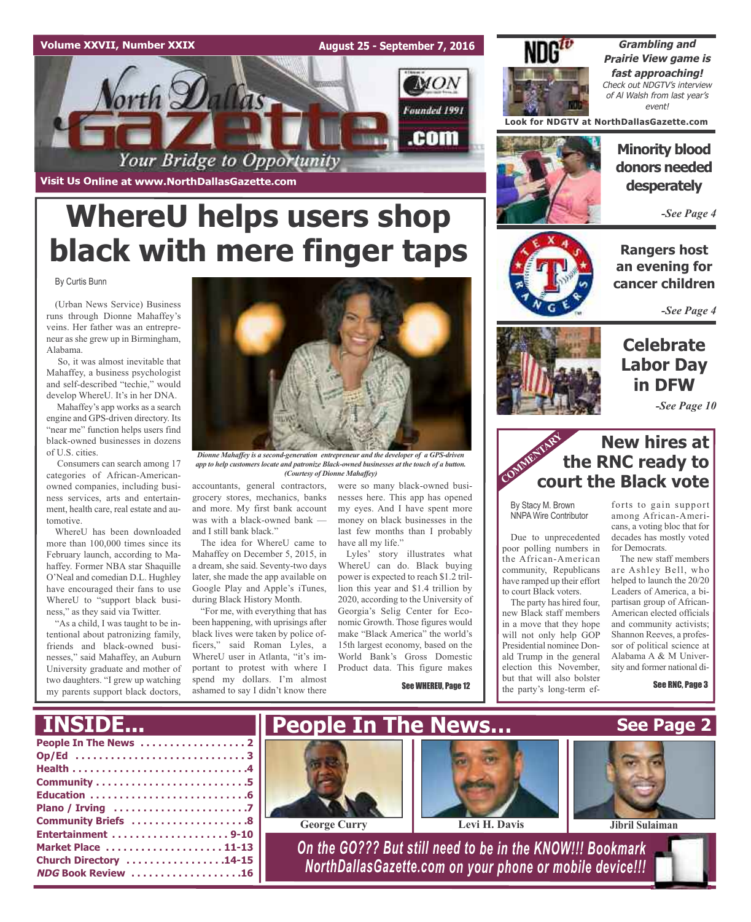Volume XXVII, Number XXIX

August 25 - September 7, 2016

# North Dallas Gazette

Your Bridge to Opportunity

Founded 1991

.com

Visit Us Online at www.NorthDallasGazette.com

# WhereU helps users shop black with mere finger taps

By Curtis Bunn

(Urban News Service) Business runs through Dionne Mahaffey's veins. Her father was an entrepreneur as she grew up in Birmingham, Alabama.

So, it was almost inevitable that Mahaffey, a business psychologist and self-described "techie," would develop WhereU. It's in her DNA.

Mahaffey's app works as a search engine and GPS-driven directory. Its "near me" function helps users find black-owned businesses in dozens of U.S. cities.

Consumers can search among 17 categories of African-American-owned companies, including business services, arts and entertainment, health care, real estate and automotive.

WhereU has been downloaded more than 100,000 times since its February launch, according to Mahaffey. Former NBA star Shaquille O'Neal and comedian D.L. Hughley have encouraged their fans to use WhereU to "support black business," as they said via Twitter.

"As a child, I was taught to be intentional about patronizing family, friends and black-owned businesses," said Mahaffey, an Auburn University graduate and mother of two daughters. "I grew up watching my parents support black doctors, accountants, general contractors, grocery stores, mechanics, banks and more. My first bank account was with a black-owned bank — and I still bank black."

*Dionne Mahaffey is a second-generation entrepreneur and the developer of a GPS-driven app to help customers locate and patronize Black-owned businesses at the touch of a button. (Courtesy of Dionne Mahaffey)*

The idea for WhereU came to Mahaffey on December 5, 2015, in a dream, she said. Seventy-two days later, she made the app available on Google Play and Apple's iTunes, during Black History Month.

"For me, with everything that has been happening, with uprisings after black lives were taken by police officers," said Roman Lyles, a WhereU user in Atlanta, "it's important to protest with where I spend my dollars. I'm almost ashamed to say I didn't know there were so many black-owned businesses here. This app has opened my eyes. And I have spent more money on black businesses in the last few months than I probably have all my life."

Lyles' story illustrates what WhereU can do. Black buying power is expected to reach $1.2 trillion this year and $1.4 trillion by 2020, according to the University of Georgia's Selig Center for Economic Growth. Those figures would make "Black America" the world's 15th largest economy, based on the World Bank's Gross Domestic Product data. This figure makes

See WHEREU, Page 12

---

**NDGtv**

***Grambling and Prairie View game is fast approaching!***

*Check out NDGTV's interview of Al Walsh from last year's event!*

**Look for NDGTV at NorthDallasGazette.com**

---

## Minority blood donors needed desperately

*-See Page 4*

## Rangers host an evening for cancer children

*-See Page 4*

## Celebrate Labor Day in DFW

*-See Page 10*

---

COMMENTARY

## New hires at the RNC ready to court the Black vote

By Stacy M. Brown
NNPA Wire Contributor

Due to unprecedented poor polling numbers in the African-American community, Republicans have ramped up their effort to court Black voters.

The party has hired four, new Black staff members in a move that they hope will not only help GOP Presidential nominee Donald Trump in the general election this November, but that will also bolster the party's long-term efforts to gain support among African-Americans, a voting bloc that for decades has mostly voted for Democrats.

The new staff members are Ashley Bell, who helped to launch the 20/20 Leaders of America, a bipartisan group of African-American elected officials and community activists; Shannon Reeves, a professor of political science at Alabama A & M University and former national di-

See RNC, Page 3

---

# INSIDE...

- People In The News ..... 2
- Op/Ed ..... 3
- Health ..... 4
- Community ..... 5
- Education ..... 6
- Plano / Irving ..... 7
- Community Briefs ..... 8
- Entertainment ..... 9-10
- Market Place ..... 11-13
- Church Directory ..... 14-15
- *NDG* Book Review ..... 16

# People In The News...

**See Page 2**

George Curry

Levi H. Davis

Jibril Sulaiman

*On the GO??? But still need to be in the KNOW!!! Bookmark NorthDallasGazette.com on your phone or mobile device!!!*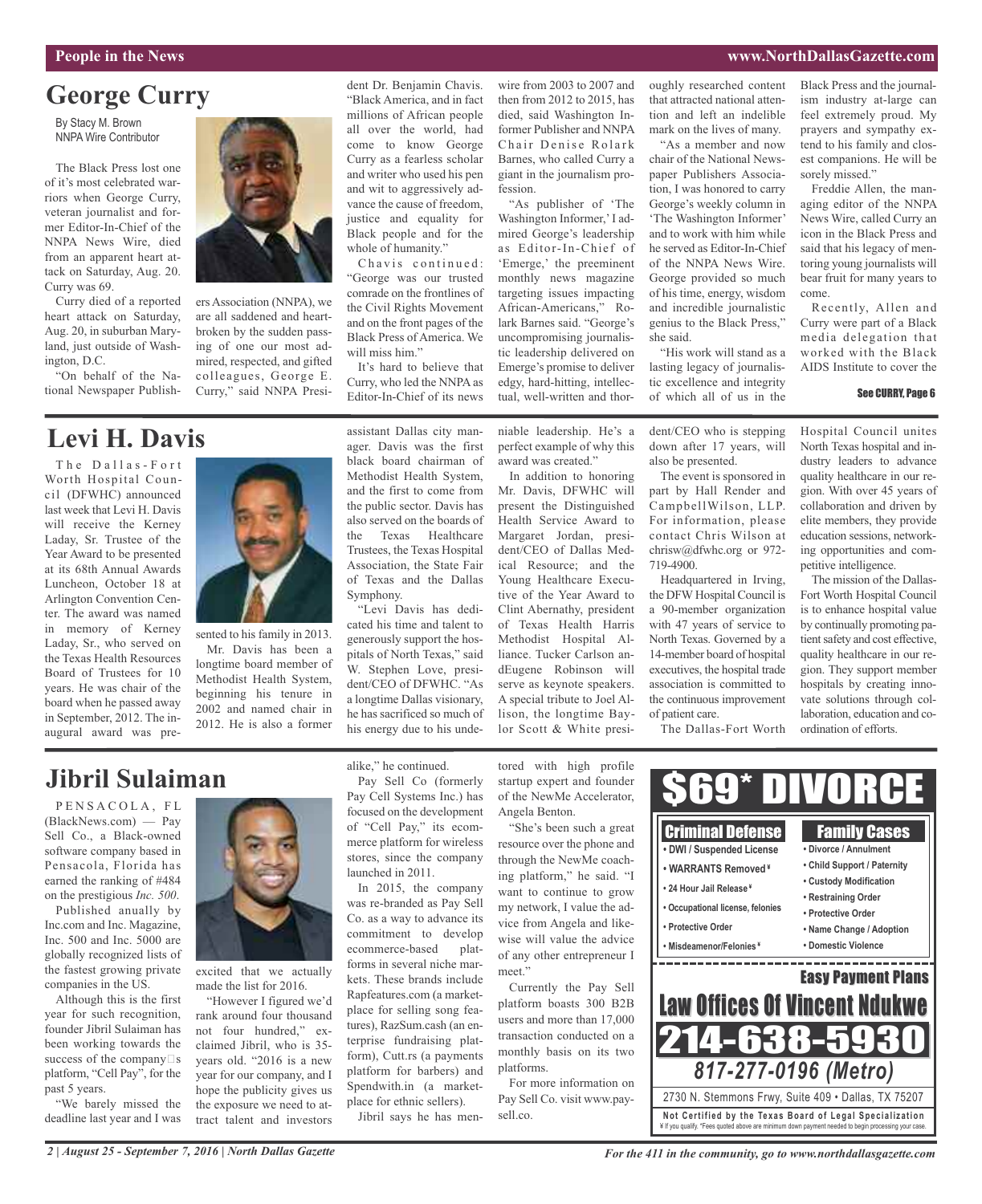# George Curry

By Stacy M. Brown
NNPA Wire Contributor

The Black Press lost one of it's most celebrated warriors when George Curry, veteran journalist and former Editor-In-Chief of the NNPA News Wire, died from an apparent heart attack on Saturday, Aug. 20. Curry was 69.

Curry died of a reported heart attack on Saturday, Aug. 20, in suburban Maryland, just outside of Washington, D.C.

"On behalf of the National Newspaper Publishers Association (NNPA), we are all saddened and heartbroken by the sudden passing of one our most admired, respected, and gifted colleagues, George E. Curry," said NNPA President Dr. Benjamin Chavis. "Black America, and in fact millions of African people all over the world, had come to know George Curry as a fearless scholar and writer who used his pen and wit to aggressively advance the cause of freedom, justice and equality for Black people and for the whole of humanity."

Chavis continued: "George was our trusted comrade on the frontlines of the Civil Rights Movement and on the front pages of the Black Press of America. We will miss him."

It's hard to believe that Curry, who led the NNPA as Editor-In-Chief of its news wire from 2003 to 2007 and then from 2012 to 2015, has died, said Washington Informer Publisher and NNPA Chair Denise Rolark Barnes, who called Curry a giant in the journalism profession.

"As publisher of 'The Washington Informer,' I admired George's leadership as Editor-In-Chief of 'Emerge,' the preeminent monthly news magazine targeting issues impacting African-Americans," Rolark Barnes said. "George's uncompromising journalistic leadership delivered on Emerge's promise to deliver edgy, hard-hitting, intellectual, well-written and thoroughly researched content that attracted national attention and left an indelible mark on the lives of many.

"As a member and now chair of the National Newspaper Publishers Association, I was honored to carry George's weekly column in 'The Washington Informer' and to work with him while he served as Editor-In-Chief of the NNPA News Wire. George provided so much of his time, energy, wisdom and incredible journalistic genius to the Black Press," she said.

"His work will stand as a lasting legacy of journalistic excellence and integrity of which all of us in the Black Press and the journalism industry at-large can feel extremely proud. My prayers and sympathy extend to his family and closest companions. He will be sorely missed."

Freddie Allen, the managing editor of the NNPA News Wire, called Curry an icon in the Black Press and said that his legacy of mentoring young journalists will bear fruit for many years to come.

Recently, Allen and Curry were part of a Black media delegation that worked with the Black AIDS Institute to cover the

**See CURRY, Page 6**

# Levi H. Davis

The Dallas-Fort Worth Hospital Council (DFWHC) announced last week that Levi H. Davis will receive the Kerney Laday, Sr. Trustee of the Year Award to be presented at its 68th Annual Awards Luncheon, October 18 at Arlington Convention Center. The award was named in memory of Kerney Laday, Sr., who served on the Texas Health Resources Board of Trustees for 10 years. He was chair of the board when he passed away in September, 2012. The inaugural award was presented to his family in 2013.

Mr. Davis has been a longtime board member of Methodist Health System, beginning his tenure in 2002 and named chair in 2012. He is also a former assistant Dallas city manager. Davis was the first black board chairman of Methodist Health System, and the first to come from the public sector. Davis has also served on the boards of the Texas Healthcare Trustees, the Texas Hospital Association, the State Fair of Texas and the Dallas Symphony.

"Levi Davis has dedicated his time and talent to generously support the hospitals of North Texas," said W. Stephen Love, president/CEO of DFWHC. "As a longtime Dallas visionary, he has sacrificed so much of his energy due to his undeniable leadership. He's a perfect example of why this award was created."

In addition to honoring Mr. Davis, DFWHC will present the Distinguished Health Service Award to Margaret Jordan, president/CEO of Dallas Medical Resource; and the Young Healthcare Executive of the Year Award to Clint Abernathy, president of Texas Health Harris Methodist Hospital Alliance. Tucker Carlson andEugene Robinson will serve as keynote speakers. A special tribute to Joel Allison, the longtime Baylor Scott & White president/CEO who is stepping down after 17 years, will also be presented.

The event is sponsored in part by Hall Render and CampbellWilson, LLP. For information, please contact Chris Wilson at chrisw@dfwhc.org or 972-719-4900.

Headquartered in Irving, the DFW Hospital Council is a 90-member organization with 47 years of service to North Texas. Governed by a 14-member board of hospital executives, the hospital trade association is committed to the continuous improvement of patient care.

The Dallas-Fort Worth Hospital Council unites North Texas hospital and industry leaders to advance quality healthcare in our region. With over 45 years of collaboration and driven by elite members, they provide education sessions, networking opportunities and competitive intelligence.

The mission of the Dallas-Fort Worth Hospital Council is to enhance hospital value by continually promoting patient safety and cost effective, quality healthcare in our region. They support member hospitals by creating innovate solutions through collaboration, education and coordination of efforts.

# Jibril Sulaiman

PENSACOLA, FL (BlackNews.com) — Pay Sell Co., a Black-owned software company based in Pensacola, Florida has earned the ranking of #484 on the prestigious *Inc. 500*.

Published anually by Inc.com and Inc. Magazine, Inc. 500 and Inc. 5000 are globally recognized lists of the fastest growing private companies in the US.

Although this is the first year for such recognition, founder Jibril Sulaiman has been working towards the success of the company□s platform, "Cell Pay", for the past 5 years.

"We barely missed the deadline last year and I was excited that we actually made the list for 2016.

"However I figured we'd rank around four thousand not four hundred," exclaimed Jibril, who is 35-years old. "2016 is a new year for our company, and I hope the publicity gives us the exposure we need to attract talent and investors alike," he continued.

Pay Sell Co (formerly Pay Cell Systems Inc.) has focused on the development of "Cell Pay," its ecommerce platform for wireless stores, since the company launched in 2011.

In 2015, the company was re-branded as Pay Sell Co. as a way to advance its commitment to develop ecommerce-based platforms in several niche markets. These brands include Rapfeatures.com (a marketplace for selling song features), RazSum.cash (an enterprise fundraising platform), Cutt.rs (a payments platform for barbers) and Spendwith.in (a marketplace for ethnic sellers).

Jibril says he has mentored with high profile startup expert and founder of the NewMe Accelerator, Angela Benton.

"She's been such a great resource over the phone and through the NewMe coaching platform," he said. "I want to continue to grow my network, I value the advice from Angela and likewise will value the advice of any other entrepreneur I meet."

Currently the Pay Sell platform boasts 300 B2B users and more than 17,000 transaction conducted on a monthly basis on its two platforms.

For more information on Pay Sell Co. visit www.paysell.co.

**$69* DIVORCE**

**Criminal Defense**
- DWI / Suspended License
- WARRANTS Removed ¥
- 24 Hour Jail Release ¥
- Occupational license, felonies
- Protective Order
- Misdeamenor/Felonies ¥

**Family Cases**
- Divorce / Annulment
- Child Support / Paternity
- Custody Modification
- Restraining Order
- Protective Order
- Name Change / Adoption
- Domestic Violence

**Easy Payment Plans**

**Law Offices Of Vincent Ndukwe**

**214-638-5930**

**817-277-0196 (Metro)**

2730 N. Stemmons Frwy, Suite 409 • Dallas, TX 75207

**Not Certified by the Texas Board of Legal Specialization**

¥ If you qualify. *Fees quoted above are minimum down payment needed to begin processing your case.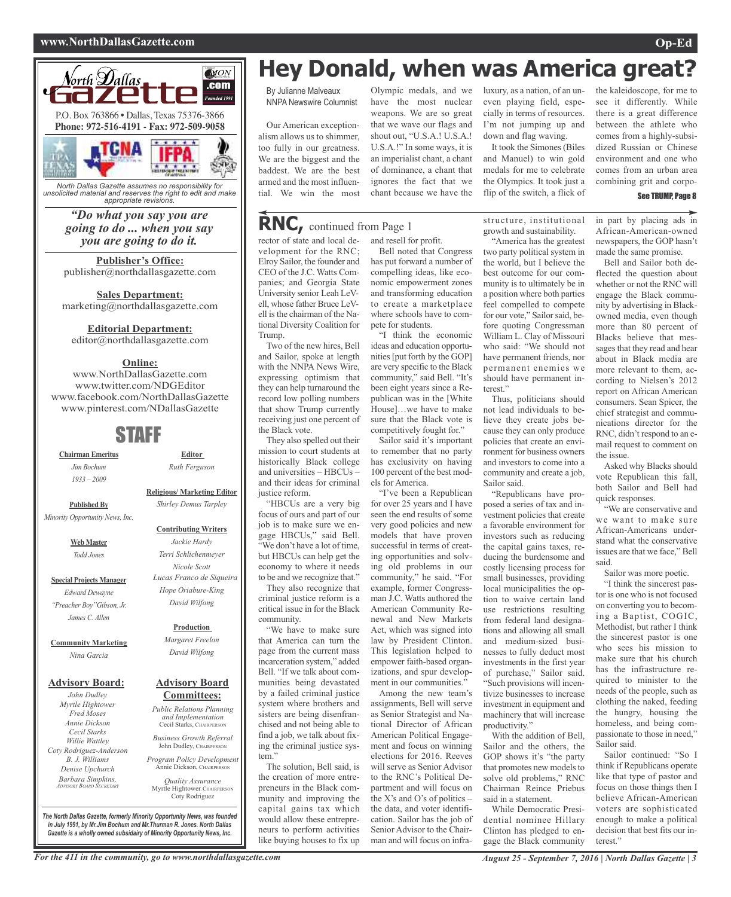# Hey Donald, when was America great?

By Julianne Malveaux
NNPA Newswire Columnist

Our American exceptionalism allows us to shimmer, too fully in our greatness. We are the biggest and the baddest. We are the best armed and the most influential. We win the most Olympic medals, and we have the most nuclear weapons. We are so great that we wave our flags and shout out, "U.S.A.! U.S.A.! U.S.A.!" In some ways, it is an imperialist chant, a chant of dominance, a chant that ignores the fact that we chant because we have the luxury, as a nation, of an uneven playing field, especially in terms of resources. I'm not jumping up and down and flag waving.

It took the Simones (Biles and Manuel) to win gold medals for me to celebrate the Olympics. It took just a flip of the switch, a flick of the kaleidoscope, for me to see it differently. While there is a great difference between the athlete who comes from a highly-subsidized Russian or Chinese environment and one who comes from an urban area combining grit and corpo-

See TRUMP, Page 8

---

## RNC, continued from Page 1

rector of state and local development for the RNC; Elroy Sailor, the founder and CEO of the J.C. Watts Companies; and Georgia State University senior Leah LeVell, whose father Bruce LeVell is the chairman of the National Diversity Coalition for Trump.

Two of the new hires, Bell and Sailor, spoke at length with the NNPA News Wire, expressing optimism that they can help turnaround the record low polling numbers that show Trump currently receiving just one percent of the Black vote.

They also spelled out their mission to court students at historically Black college and universities – HBCUs – and their ideas for criminal justice reform.

"HBCUs are a very big focus of ours and part of our job is to make sure we engage HBCUs," said Bell. "We don't have a lot of time, but HBCUs can help get the economy to where it needs to be and we recognize that."

They also recognize that criminal justice reform is a critical issue in for the Black community.

"We have to make sure that America can turn the page from the current mass incarceration system," added Bell. "If we talk about communities being devastated by a failed criminal justice system where brothers and sisters are being disenfranchised and not being able to find a job, we talk about fixing the criminal justice system."

The solution, Bell said, is the creation of more entrepreneurs in the Black community and improving the capital gains tax which would allow these entrepreneurs to perform activities like buying houses to fix up and resell for profit.

Bell noted that Congress has put forward a number of compelling ideas, like economic empowerment zones and transforming education to create a marketplace where schools have to compete for students.

"I think the economic ideas and education opportunities [put forth by the GOP] are very specific to the Black community," said Bell. "It's been eight years since a Republican was in the [White House]…we have to make sure that the Black vote is competitively fought for."

Sailor said it's important to remember that no party has exclusivity on having 100 percent of the best models for America.

"I've been a Republican for over 25 years and I have seen the end results of some very good policies and new models that have proven successful in terms of creating opportunities and solving old problems in our community," he said. "For example, former Congressman J.C. Watts authored the American Community Renewal and New Markets Act, which was signed into law by President Clinton. This legislation helped to empower faith-based organizations, and spur development in our communities."

Among the new team's assignments, Bell will serve as Senior Strategist and National Director of African American Political Engagement and focus on winning elections for 2016. Reeves will serve as Senior Advisor to the RNC's Political Department and will focus on the X's and O's of politics – the data, and voter identification. Sailor has the job of Senior Advisor to the Chairman and will focus on infrastructure, institutional growth and sustainability.

"America has the greatest two party political system in the world, but I believe the best outcome for our community is to ultimately be in a position where both parties feel compelled to compete for our vote," Sailor said, before quoting Congressman William L. Clay of Missouri who said: "We should not have permanent friends, nor permanent enemies we should have permanent interest."

Thus, politicians should not lead individuals to believe they create jobs because they can only produce policies that create an environment for business owners and investors to come into a community and create a job, Sailor said.

"Republicans have proposed a series of tax and investment policies that create a favorable environment for investors such as reducing the capital gains taxes, reducing the burdensome and costly licensing process for small businesses, providing local municipalities the option to waive certain land use restrictions resulting from federal land designations and allowing all small and medium-sized businesses to fully deduct most investments in the first year of purchase," Sailor said. "Such provisions will incentivize businesses to increase investment in equipment and machinery that will increase productivity."

With the addition of Bell, Sailor and the others, the GOP shows it's "the party that promotes new models to solve old problems," RNC Chairman Reince Priebus said in a statement.

While Democratic Presidential nominee Hillary Clinton has pledged to engage the Black community in part by placing ads in African-American-owned newspapers, the GOP hasn't made the same promise.

Bell and Sailor both deflected the question about whether or not the RNC will engage the Black community by advertising in Black-owned media, even though more than 80 percent of Blacks believe that messages that they read and hear about in Black media are more relevant to them, according to Nielsen's 2012 report on African American consumers. Sean Spicer, the chief strategist and communications director for the RNC, didn't respond to an e-mail request to comment on the issue.

Asked why Blacks should vote Republican this fall, both Sailor and Bell had quick responses.

"We are conservative and we want to make sure African-Americans understand what the conservative issues are that we face," Bell said.

Sailor was more poetic.

"I think the sincerest pastor is one who is not focused on converting you to becoming a Baptist, COGIC, Methodist, but rather I think the sincerest pastor is one who sees his mission to make sure that his church has the infrastructure required to minister to the needs of the people, such as clothing the naked, feeding the hungry, housing the homeless, and being compassionate to those in need," Sailor said.

Sailor continued: "So I think if Republicans operate like that type of pastor and focus on those things then I believe African-American voters are sophisticated enough to make a political decision that best fits our interest."

---

**North Dallas Gazette** .com — Founded 1991

P.O. Box 763866 • Dallas, Texas 75376-3866
**Phone: 972-516-4191 - Fax: 972-509-9058**

*North Dallas Gazette assumes no responsibility for unsolicited material and reserves the right to edit and make appropriate revisions.*

***"Do what you say you are going to do ... when you say you are going to do it.***

**Publisher's Office:**
publisher@northdallasgazette.com

**Sales Department:**
marketing@northdallasgazette.com

**Editorial Department:**
editor@northdallasgazette.com

**Online:**
www.NorthDallasGazette.com
www.twitter.com/NDGEditor
www.facebook.com/NorthDallasGazette
www.pinterest.com/NDallasGazette

## STAFF

**Chairman Emeritus**
*Jim Bochum*
*1933 – 2009*

**Published By**
*Minority Opportunity News, Inc.*

**Web Master**
*Todd Jones*

**Special Projects Manager**
*Edward Dewayne "Preacher Boy" Gibson, Jr.*
*James C. Allen*

**Community Marketing**
*Nina Garcia*

**Editor**
*Ruth Ferguson*

**Religious/ Marketing Editor**
*Shirley Demus Tarpley*

**Contributing Writers**
*Jackie Hardy*
*Terri Schlichenmeyer*
*Nicole Scott*
*Lucas Franco de Siqueira*
*Hope Oriabure-King*
*David Wilfong*

**Production**
*Margaret Freelon*
*David Wilfong*

**Advisory Board:**
*John Dudley*
*Myrtle Hightower*
*Fred Moses*
*Annie Dickson*
*Cecil Starks*
*Willie Wattley*
*Coty Rodriguez-Anderson*
*B. J. Williams*
*Denise Upchurch*
*Barbara Simpkins, Advisory Board Secretary*

**Advisory Board Committees:**
*Public Relations Planning and Implementation*
Cecil Starks, Chairperson
*Business Growth Referral*
John Dudley, Chairperson
*Program Policy Development*
Annie Dickson, Chairperson
*Quality Assurance*
Myrtle Hightower, Chairperson
Coty Rodriguez

*The North Dallas Gazette, formerly Minority Opportunity News, was founded in July 1991, by Mr.Jim Bochum and Mr.Thurman R. Jones. North Dallas Gazette is a wholly owned subsidairy of Minority Opportunity News, Inc.*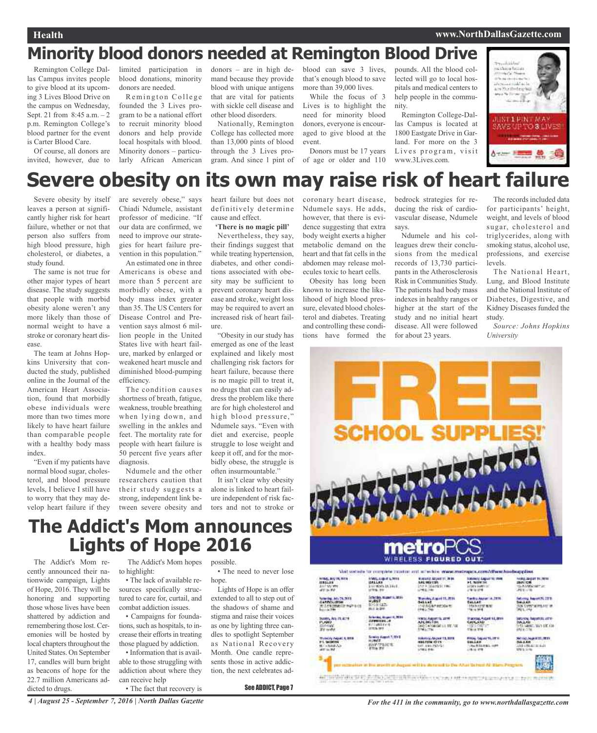# Minority blood donors needed at Remington Blood Drive

Remington College Dallas Campus invites people to give blood at its upcoming 3 Lives Blood Drive on the campus on Wednesday, Sept. 21 from 8:45 a.m. – 2 p.m. Remington College's blood partner for the event is Carter Blood Care.

Of course, all donors are invited, however, due to limited participation in blood donations, minority donors are needed.

Remington College founded the 3 Lives program to be a national effort to recruit minority blood donors and help provide local hospitals with blood. Minority donors – particularly African American donors – are in high demand because they provide blood with unique antigens that are vital for patients with sickle cell disease and other blood disorders.

Nationally, Remington College has collected more than 13,000 pints of blood through the 3 Lives program. And since 1 pint of blood can save 3 lives, that's enough blood to save more than 39,000 lives.

While the focus of 3 Lives is to highlight the need for minority blood donors, everyone is encouraged to give blood at the event.

Donors must be 17 years of age or older and 110 pounds. All the blood collected will go to local hospitals and medical centers to help people in the community.

Remington College-Dallas Campus is located at 1800 Eastgate Drive in Garland. For more on the 3 Lives program, visit www.3Lives.com.

# Severe obesity on its own may raise risk of heart failure

Severe obesity by itself leaves a person at significantly higher risk for heart failure, whether or not that person also suffers from high blood pressure, high cholesterol, or diabetes, a study found.

The same is not true for other major types of heart disease. The study suggests that people with morbid obesity alone weren't any more likely than those of normal weight to have a stroke or coronary heart disease.

The team at Johns Hopkins University that conducted the study, published online in the Journal of the American Heart Association, found that morbidly obese individuals were more than two times more likely to have heart failure than comparable people with a healthy body mass index.

"Even if my patients have normal blood sugar, cholesterol, and blood pressure levels, I believe I still have to worry that they may develop heart failure if they are severely obese," says Chiadi Ndumele, assistant professor of medicine. "If our data are confirmed, we need to improve our strategies for heart failure prevention in this population."

An estimated one in three Americans is obese and more than 5 percent are morbidly obese, with a body mass index greater than 35. The US Centers for Disease Control and Prevention says almost 6 million people in the United States live with heart failure, marked by enlarged or weakened heart muscle and diminished blood-pumping efficiency.

The condition causes shortness of breath, fatigue, weakness, trouble breathing when lying down, and swelling in the ankles and feet. The mortality rate for people with heart failure is 50 percent five years after diagnosis.

Ndumele and the other researchers caution that their study suggests a strong, independent link between severe obesity and heart failure but does not definitively determine cause and effect.

**'There is no magic pill'**

Nevertheless, they say, their findings suggest that while treating hypertension, diabetes, and other conditions associated with obesity may be sufficient to prevent coronary heart disease and stroke, weight loss may be required to avert an increased risk of heart failure.

"Obesity in our study has emerged as one of the least explained and likely most challenging risk factors for heart failure, because there is no magic pill to treat it, no drugs that can easily address the problem like there are for high cholesterol and high blood pressure," Ndumele says. "Even with diet and exercise, people struggle to lose weight and keep it off, and for the morbidly obese, the struggle is often insurmountable."

It isn't clear why obesity alone is linked to heart failure independent of risk factors and not to stroke or coronary heart disease, Ndumele says. He adds, however, that there is evidence suggesting that extra body weight exerts a higher metabolic demand on the heart and that fat cells in the abdomen may release molecules toxic to heart cells.

Obesity has long been known to increase the likelihood of high blood pressure, elevated blood cholesterol and diabetes. Treating and controlling these conditions have formed the bedrock strategies for reducing the risk of cardiovascular disease, Ndumele says.

Ndumele and his colleagues drew their conclusions from the medical records of 13,730 participants in the Atherosclerosis Risk in Communities Study. The patients had body mass indexes in healthy ranges or higher at the start of the study and no initial heart disease. All were followed for about 23 years.

The records included data for participants' height, weight, and levels of blood sugar, cholesterol and triglycerides, along with smoking status, alcohol use, professions, and exercise levels.

The National Heart, Lung, and Blood Institute and the National Institute of Diabetes, Digestive, and Kidney Diseases funded the study.

*Source: Johns Hopkins University*

# The Addict's Mom announces Lights of Hope 2016

The Addict's Mom recently announced their nationwide campaign, Lights of Hope, 2016. They will be honoring and supporting those whose lives have been shattered by addiction and remembering those lost. Ceremonies will be hosted by local chapters throughout the United States. On September 17, candles will burn bright as beacons of hope for the 22.7 million Americans addicted to drugs.

The Addict's Mom hopes to highlight:

- The lack of available resources specifically structured to care for, curtail, and combat addiction issues.
- Campaigns for foundations, such as hospitals, to increase their efforts in treating those plagued by addiction.
- Information that is available to those struggling with addiction about where they can receive help
- The fact that recovery is possible.
- The need to never lose hope.

Lights of Hope is an offer extended to all to step out of the shadows of shame and stigma and raise their voices as one by lighting three candles to spotlight September as National Recovery Month. One candle represents those in active addiction, the next celebrates ad-

See ADDICT, Page 7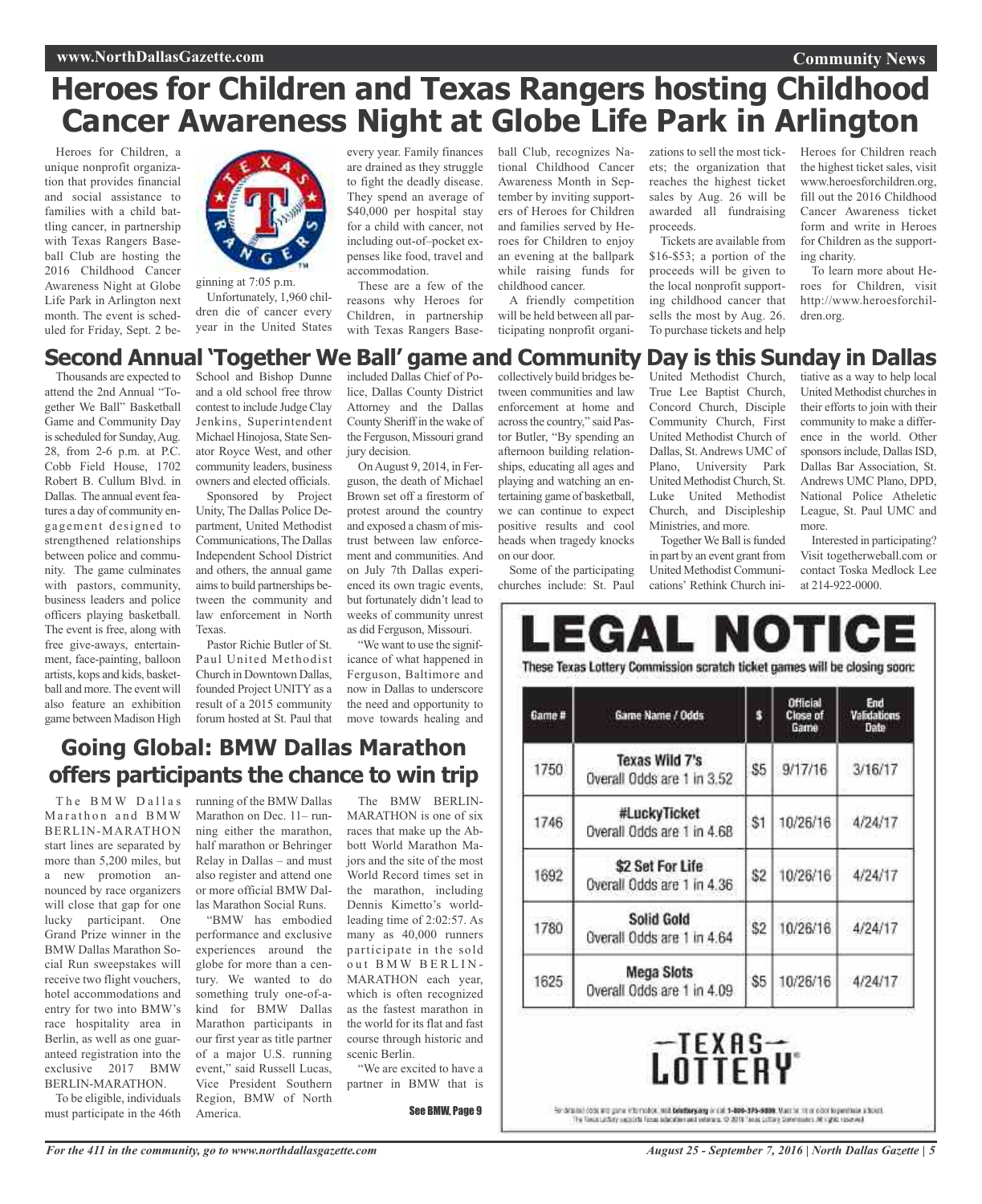# Heroes for Children and Texas Rangers hosting Childhood Cancer Awareness Night at Globe Life Park in Arlington

Heroes for Children, a unique nonprofit organization that provides financial and social assistance to families with a child battling cancer, in partnership with Texas Rangers Baseball Club are hosting the 2016 Childhood Cancer Awareness Night at Globe Life Park in Arlington next month. The event is scheduled for Friday, Sept. 2 beginning at 7:05 p.m.

Unfortunately, 1,960 children die of cancer every year in the United States every year. Family finances are drained as they struggle to fight the deadly disease. They spend an average of $40,000 per hospital stay for a child with cancer, not including out-of–pocket expenses like food, travel and accommodation.

These are a few of the reasons why Heroes for Children, in partnership with Texas Rangers Baseball Club, recognizes National Childhood Cancer Awareness Month in September by inviting supporters of Heroes for Children and families served by Heroes for Children to enjoy an evening at the ballpark while raising funds for childhood cancer.

A friendly competition will be held between all participating nonprofit organizations to sell the most tickets; the organization that reaches the highest ticket sales by Aug. 26 will be awarded all fundraising proceeds.

Tickets are available from $16-$53; a portion of the proceeds will be given to the local nonprofit supporting childhood cancer that sells the most by Aug. 26. To purchase tickets and help Heroes for Children reach the highest ticket sales, visit www.heroesforchildren.org, fill out the 2016 Childhood Cancer Awareness ticket form and write in Heroes for Children as the supporting charity.

To learn more about Heroes for Children, visit http://www.heroesforchildren.org.

## Second Annual 'Together We Ball' game and Community Day is this Sunday in Dallas

Thousands are expected to attend the 2nd Annual "Together We Ball" Basketball Game and Community Day is scheduled for Sunday, Aug. 28, from 2-6 p.m. at P.C. Cobb Field House, 1702 Robert B. Cullum Blvd. in Dallas. The annual event features a day of community engagement designed to strengthened relationships between police and community. The game culminates with pastors, community, business leaders and police officers playing basketball. The event is free, along with free give-aways, entertainment, face-painting, balloon artists, kops and kids, basketball and more. The event will also feature an exhibition game between Madison High School and Bishop Dunne and a old school free throw contest to include Judge Clay Jenkins, Superintendent Michael Hinojosa, State Senator Royce West, and other community leaders, business owners and elected officials.

Sponsored by Project Unity, The Dallas Police Department, United Methodist Communications, The Dallas Independent School District and others, the annual game aims to build partnerships between the community and law enforcement in North Texas.

Pastor Richie Butler of St. Paul United Methodist Church in Downtown Dallas, founded Project UNITY as a result of a 2015 community forum hosted at St. Paul that included Dallas Chief of Police, Dallas County District Attorney and the Dallas County Sheriff in the wake of the Ferguson, Missouri grand jury decision.

On August 9, 2014, in Ferguson, the death of Michael Brown set off a firestorm of protest around the country and exposed a chasm of mistrust between law enforcement and communities. And on July 7th Dallas experienced its own tragic events, but fortunately didn't lead to weeks of community unrest as did Ferguson, Missouri.

"We want to use the significance of what happened in Ferguson, Baltimore and now in Dallas to underscore the need and opportunity to move towards healing and collectively build bridges between communities and law enforcement at home and across the country," said Pastor Butler, "By spending an afternoon building relationships, educating all ages and playing and watching an entertaining game of basketball, we can continue to expect positive results and cool heads when tragedy knocks on our door.

Some of the participating churches include: St. Paul United Methodist Church, True Lee Baptist Church, Concord Church, Disciple Community Church, First United Methodist Church of Dallas, St. Andrews UMC of Plano, University Park United Methodist Church, St. Luke United Methodist Church, and Discipleship Ministries, and more.

Together We Ball is funded in part by an event grant from United Methodist Communications' Rethink Church initiative as a way to help local United Methodist churches in their efforts to join with their community to make a difference in the world. Other sponsors include, Dallas ISD, Dallas Bar Association, St. Andrews UMC Plano, DPD, National Police Atheletic League, St. Paul UMC and more.

Interested in participating? Visit togetherweball.com or contact Toska Medlock Lee at 214-922-0000.

## Going Global: BMW Dallas Marathon offers participants the chance to win trip

The BMW Dallas Marathon and BMW BERLIN-MARATHON start lines are separated by more than 5,200 miles, but a new promotion announced by race organizers will close that gap for one lucky participant. One Grand Prize winner in the BMW Dallas Marathon Social Run sweepstakes will receive two flight vouchers, hotel accommodations and entry for two into BMW's race hospitality area in Berlin, as well as one guaranteed registration into the exclusive 2017 BMW BERLIN-MARATHON.

To be eligible, individuals must participate in the 46th running of the BMW Dallas Marathon on Dec. 11– running either the marathon, half marathon or Behringer Relay in Dallas – and must also register and attend one or more official BMW Dallas Marathon Social Runs.

"BMW has embodied performance and exclusive experiences around the globe for more than a century. We wanted to do something truly one-of-a-kind for BMW Dallas Marathon participants in our first year as title partner of a major U.S. running event," said Russell Lucas, Vice President Southern Region, BMW of North America.

The BMW BERLIN-MARATHON is one of six races that make up the Abbott World Marathon Majors and the site of the most World Record times set in the marathon, including Dennis Kimetto's world-leading time of 2:02:57. As many as 40,000 runners participate in the sold out BMW BERLIN-MARATHON each year, which is often recognized as the fastest marathon in the world for its flat and fast course through historic and scenic Berlin.

"We are excited to have a partner in BMW that is

See BMW, Page 9

# LEGAL NOTICE

These Texas Lottery Commission scratch ticket games will be closing soon:

| Game # | Game Name / Odds | $ | Official Close of Game | End Validations Date |
|---|---|---|---|---|
| 1750 | Texas Wild 7's Overall Odds are 1 in 3.52 | $5 | 9/17/16 | 3/16/17 |
| 1746 | #LuckyTicket Overall Odds are 1 in 4.68 | $1 | 10/26/16 | 4/24/17 |
| 1692 | $2 Set For Life Overall Odds are 1 in 4.36 | $2 | 10/26/16 | 4/24/17 |
| 1780 | Solid Gold Overall Odds are 1 in 4.64 | $2 | 10/26/16 | 4/24/17 |
| 1625 | Mega Slots Overall Odds are 1 in 4.09 | $5 | 10/26/16 | 4/24/17 |

TEXAS LOTTERY

For detailed odds and game information, visit txlottery.org or call 1-800-375-6886. Must be 18 or older to purchase a ticket. The Texas Lottery supports Texas education and veterans. © 2016 Texas Lottery Commission. All rights reserved.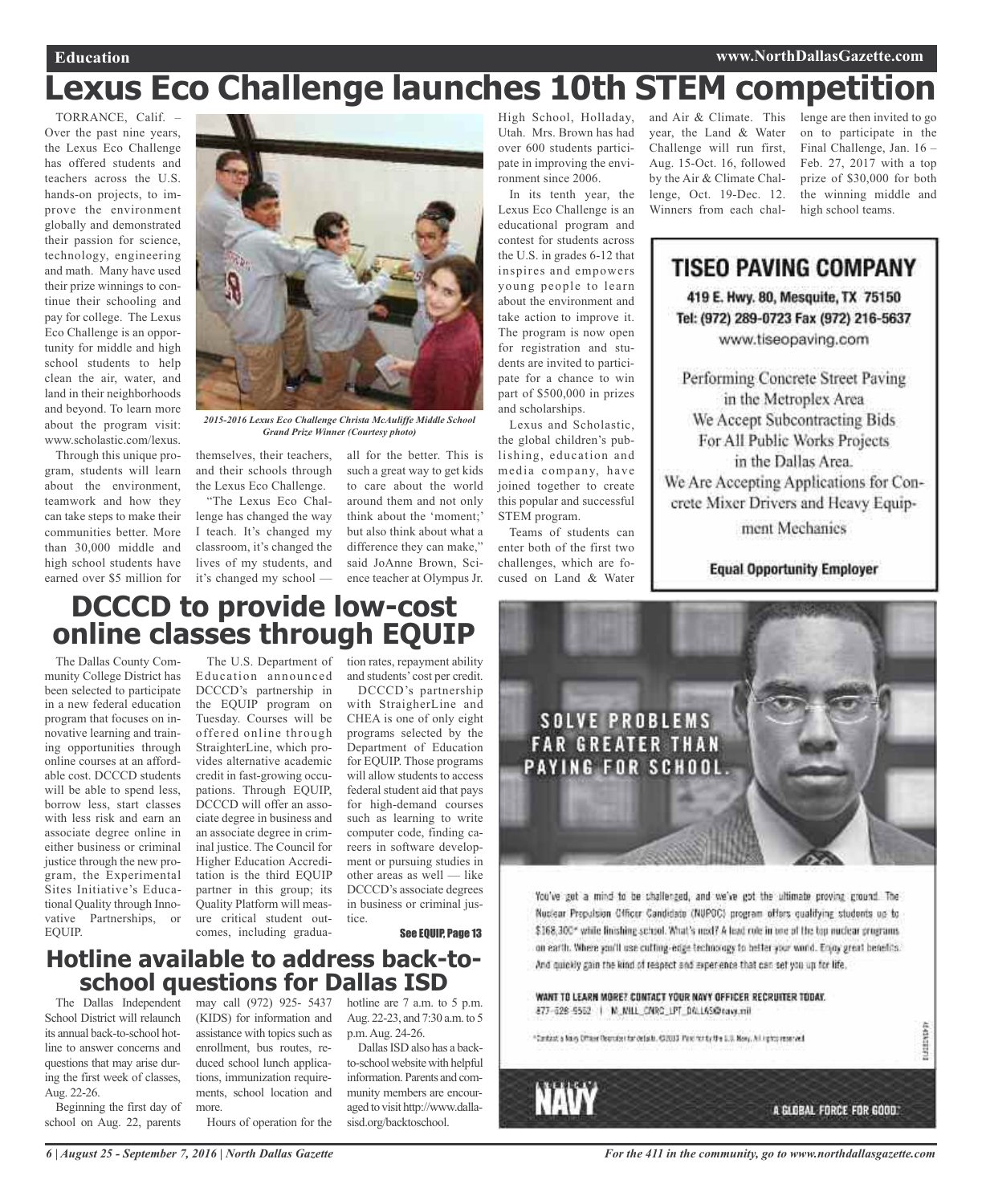# Lexus Eco Challenge launches 10th STEM competition

TORRANCE, Calif. – Over the past nine years, the Lexus Eco Challenge has offered students and teachers across the U.S. hands-on projects, to improve the environment globally and demonstrated their passion for science, technology, engineering and math. Many have used their prize winnings to continue their schooling and pay for college. The Lexus Eco Challenge is an opportunity for middle and high school students to help clean the air, water, and land in their neighborhoods and beyond. To learn more about the program visit: www.scholastic.com/lexus.

*2015-2016 Lexus Eco Challenge Christa McAuliffe Middle School Grand Prize Winner (Courtesy photo)*

Through this unique program, students will learn about the environment, teamwork and how they can take steps to make their communities better. More than 30,000 middle and high school students have earned over $5 million for themselves, their teachers, and their schools through the Lexus Eco Challenge.

"The Lexus Eco Challenge has changed the way I teach. It's changed my classroom, it's changed the lives of my students, and it's changed my school — all for the better. This is such a great way to get kids to care about the world around them and not only think about the 'moment;' but also think about what a difference they can make," said JoAnne Brown, Science teacher at Olympus Jr. High School, Holladay, Utah. Mrs. Brown has had over 600 students participate in improving the environment since 2006.

In its tenth year, the Lexus Eco Challenge is an educational program and contest for students across the U.S. in grades 6-12 that inspires and empowers young people to learn about the environment and take action to improve it. The program is now open for registration and students are invited to participate for a chance to win part of $500,000 in prizes and scholarships.

Lexus and Scholastic, the global children's publishing, education and media company, have joined together to create this popular and successful STEM program.

Teams of students can enter both of the first two challenges, which are focused on Land & Water and Air & Climate. This year, the Land & Water Challenge will run first, Aug. 15-Oct. 16, followed by the Air & Climate Challenge, Oct. 19-Dec. 12. Winners from each challenge are then invited to go on to participate in the Final Challenge, Jan. 16 – Feb. 27, 2017 with a top prize of $30,000 for both the winning middle and high school teams.

**TISEO PAVING COMPANY**

419 E. Hwy. 80, Mesquite, TX 75150
Tel: (972) 289-0723 Fax (972) 216-5637
www.tiseopaving.com

Performing Concrete Street Paving in the Metroplex Area
We Accept Subcontracting Bids For All Public Works Projects in the Dallas Area.
We Are Accepting Applications for Concrete Mixer Drivers and Heavy Equipment Mechanics

**Equal Opportunity Employer**

# DCCCD to provide low-cost online classes through EQUIP

The Dallas County Community College District has been selected to participate in a new federal education program that focuses on innovative learning and training opportunities through online courses at an affordable cost. DCCCD students will be able to spend less, borrow less, start classes with less risk and earn an associate degree online in either business or criminal justice through the new program, the Experimental Sites Initiative's Educational Quality through Innovative Partnerships, or EQUIP.

The U.S. Department of Education announced DCCCD's partnership in the EQUIP program on Tuesday. Courses will be offered online through StraighterLine, which provides alternative academic credit in fast-growing occupations. Through EQUIP, DCCCD will offer an associate degree in business and an associate degree in criminal justice. The Council for Higher Education Accreditation is the third EQUIP partner in this group; its Quality Platform will measure critical student outcomes, including graduation rates, repayment ability and students' cost per credit.

DCCCD's partnership with StraigherLine and CHEA is one of only eight programs selected by the Department of Education for EQUIP. Those programs will allow students to access federal student aid that pays for high-demand courses such as learning to write computer code, finding careers in software development or pursuing studies in other areas as well — like DCCCD's associate degrees in business or criminal justice.

**See EQUIP, Page 13**

# Hotline available to address back-to-school questions for Dallas ISD

The Dallas Independent School District will relaunch its annual back-to-school hotline to answer concerns and questions that may arise during the first week of classes, Aug. 22-26.

Beginning the first day of school on Aug. 22, parents may call (972) 925- 5437 (KIDS) for information and assistance with topics such as enrollment, bus routes, reduced school lunch applications, immunization requirements, school location and more.

Hours of operation for the hotline are 7 a.m. to 5 p.m. Aug. 22-23, and 7:30 a.m. to 5 p.m. Aug. 24-26.

Dallas ISD also has a back-to-school website with helpful information. Parents and community members are encouraged to visit http://www.dallasisd.org/backtoschool.

**SOLVE PROBLEMS FAR GREATER THAN PAYING FOR SCHOOL.**

You've got a mind to be challenged, and we've got the ultimate proving ground. The Nuclear Propulsion Officer Candidate (NUPOC) program offers qualifying students up to $168,300* while finishing school. What's next? A lead role in one of the top nuclear programs on earth. Where you'll use cutting-edge technology to better your world. Enjoy great benefits. And quickly gain the kind of respect and experience that can set you up for life.

WANT TO LEARN MORE? CONTACT YOUR NAVY OFFICER RECRUITER TODAY.
877-528-9552 | M_NILL_CNRC_LPT_DALLAS@navy.mil

NAVY — A GLOBAL FORCE FOR GOOD.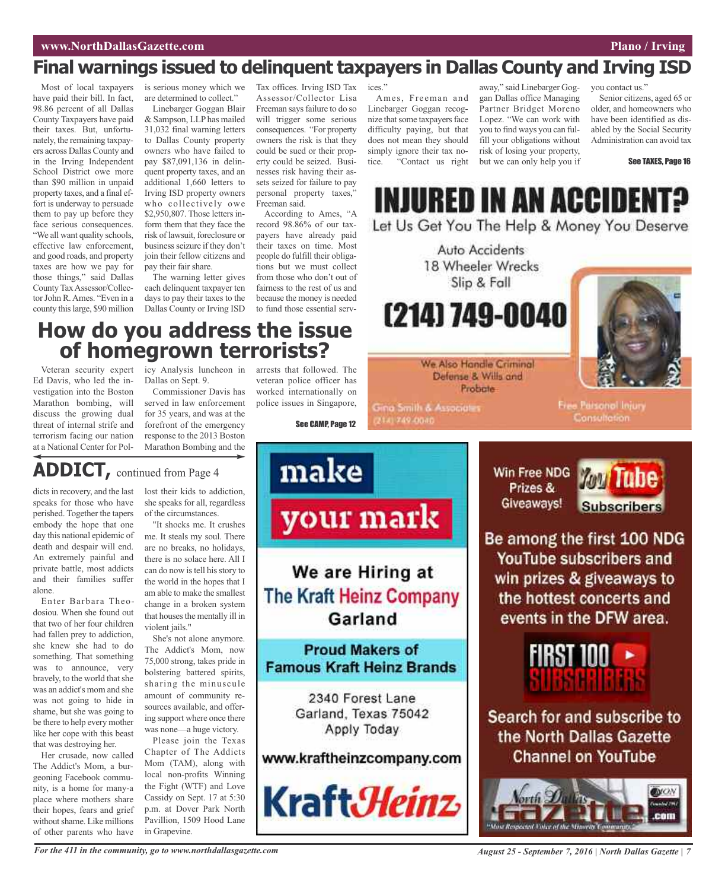# Final warnings issued to delinquent taxpayers in Dallas County and Irving ISD

Most of local taxpayers have paid their bill. In fact, 98.86 percent of all Dallas County Taxpayers have paid their taxes. But, unfortunately, the remaining taxpayers across Dallas County and in the Irving Independent School District owe more than $90 million in unpaid property taxes, and a final effort is underway to persuade them to pay up before they face serious consequences. "We all want quality schools, effective law enforcement, and good roads, and property taxes are how we pay for those things," said Dallas County Tax Assessor/Collector John R. Ames. "Even in a county this large, $90 million is serious money which we are determined to collect."

Linebarger Goggan Blair & Sampson, LLP has mailed 31,032 final warning letters to Dallas County property owners who have failed to pay $87,091,136 in delinquent property taxes, and an additional 1,660 letters to Irving ISD property owners who collectively owe $2,950,807. Those letters inform them that they face the risk of lawsuit, foreclosure or business seizure if they don't join their fellow citizens and pay their fair share.

The warning letter gives each delinquent taxpayer ten days to pay their taxes to the Dallas County or Irving ISD Tax offices. Irving ISD Tax Assessor/Collector Lisa Freeman says failure to do so will trigger some serious consequences. "For property owners the risk is that they could be sued or their property could be seized. Businesses risk having their assets seized for failure to pay personal property taxes," Freeman said.

According to Ames, "A record 98.86% of our taxpayers have already paid their taxes on time. Most people do fulfill their obligations but we must collect from those who don't out of fairness to the rest of us and because the money is needed to fund those essential services."

Ames, Freeman and Linebarger Goggan recognize that some taxpayers face difficulty paying, but that does not mean they should simply ignore their tax notice. "Contact us right away," said Linebarger Goggan Dallas office Managing Partner Bridget Moreno Lopez. "We can work with you to find ways you can fulfill your obligations without risk of losing your property, but we can only help you if you contact us."

Senior citizens, aged 65 or older, and homeowners who have been identified as disabled by the Social Security Administration can avoid tax

See TAXES, Page 16

# How do you address the issue of homegrown terrorists?

Veteran security expert Ed Davis, who led the investigation into the Boston Marathon bombing, will discuss the growing dual threat of internal strife and terrorism facing our nation at a National Center for Policy Analysis luncheon in Dallas on Sept. 9.

Commissioner Davis has served in law enforcement for 35 years, and was at the forefront of the emergency response to the 2013 Boston Marathon Bombing and the arrests that followed. The veteran police officer has worked internationally on police issues in Singapore,

See CAMP, Page 12

# ADDICT, continued from Page 4

dicts in recovery, and the last speaks for those who have perished. Together the tapers embody the hope that one day this national epidemic of death and despair will end. An extremely painful and private battle, most addicts and their families suffer alone.

Enter Barbara Theodosiou. When she found out that two of her four children had fallen prey to addiction, she knew she had to do something. That something was to announce, very bravely, to the world that she was an addict's mom and she was not going to hide in shame, but she was going to be there to help every mother like her cope with this beast that was destroying her.

Her crusade, now called The Addict's Mom, a burgeoning Facebook community, is a home for many-a place where mothers share their hopes, fears and grief without shame. Like millions of other parents who have lost their kids to addiction, she speaks for all, regardless of the circumstances.

"It shocks me. It crushes me. It steals my soul. There are no breaks, no holidays, there is no solace here. All I can do now is tell his story to the world in the hopes that I am able to make the smallest change in a broken system that houses the mentally ill in violent jails."

She's not alone anymore. The Addict's Mom, now 75,000 strong, takes pride in bolstering battered spirits, sharing the minuscule amount of community resources available, and offering support where once there was none—a huge victory.

Please join the Texas Chapter of The Addicts Mom (TAM), along with local non-profits Winning the Fight (WTF) and Love Cassidy on Sept. 17 at 5:30 p.m. at Dover Park North Pavillion, 1509 Hood Lane in Grapevine.

---

**INJURED IN AN ACCIDENT?**

Let Us Get You The Help & Money You Deserve

Auto Accidents
18 Wheeler Wrecks
Slip & Fall

**(214) 749-0040**

We Also Handle Criminal Defense & Wills and Probate

Gina Smith & Associates
(214) 749-0040

Free Personal Injury Consultation

---

**make your mark**

We are Hiring at The Kraft Heinz Company Garland

Proud Makers of Famous Kraft Heinz Brands

2340 Forest Lane
Garland, Texas 75042
Apply Today

www.kraftheinzcompany.com

KraftHeinz

---

Win Free NDG Prizes & Giveaways! YouTube Subscribers

Be among the first 100 NDG YouTube subscribers and win prizes & giveaways to the hottest concerts and events in the DFW area.

FIRST 100 SUBSCRIBERS

Search for and subscribe to the North Dallas Gazette Channel on YouTube

North Dallas Gazette .com — "Most Respected Voice of the Minority Community"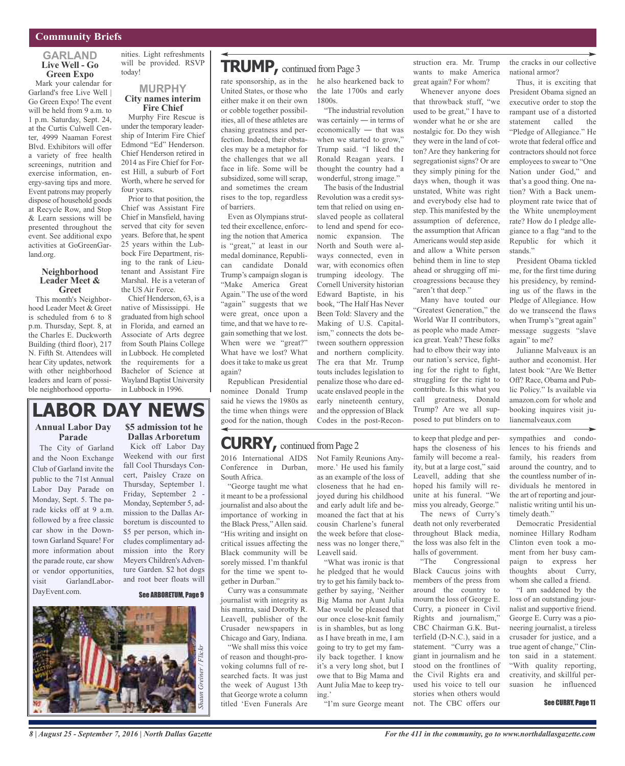## Community Briefs

### GARLAND

**Live Well - Go Green Expo**

Mark your calendar for Garland's free Live Well | Go Green Expo! The event will be held from 9 a.m. to 1 p.m. Saturday, Sept. 24, at the Curtis Culwell Center, 4999 Naaman Forest Blvd. Exhibitors will offer a variety of free health screenings, nutrition and exercise information, energy-saving tips and more. Event patrons may properly dispose of household goods at Recycle Row, and Stop & Learn sessions will be presented throughout the event. See additional expo activities at GoGreenGarland.org.

**Neighborhood Leader Meet & Greet**

This month's Neighborhood Leader Meet & Greet is scheduled from 6 to 8 p.m. Thursday, Sept. 8, at the Charles E. Duckworth Building (third floor), 217 N. Fifth St. Attendees will hear City updates, network with other neighborhood leaders and learn of possible neighborhood opportunities. Light refreshments will be provided. RSVP today!

### MURPHY

**City names interim Fire Chief**

Murphy Fire Rescue is under the temporary leadership of Interim Fire Chief Edmond "Ed" Henderson. Chief Henderson retired in 2014 as Fire Chief for Forest Hill, a suburb of Fort Worth, where he served for four years.

Prior to that position, the Chief was Assistant Fire Chief in Mansfield, having served that city for seven years. Before that, he spent 25 years within the Lubbock Fire Department, rising to the rank of Lieutenant and Assistant Fire Marshal. He is a veteran of the US Air Force.

Chief Henderson, 63, is a native of Mississippi. He graduated from high school in Florida, and earned an Associate of Arts degree from South Plains College in Lubbock. He completed the requirements for a Bachelor of Science at Wayland Baptist University in Lubbock in 1996.

## LABOR DAY NEWS

**Annual Labor Day Parade**

The City of Garland and the Noon Exchange Club of Garland invite the public to the 71st Annual Labor Day Parade on Monday, Sept. 5. The parade kicks off at 9 a.m. followed by a free classic car show in the Downtown Garland Square! For more information about the parade route, car show or vendor opportunities, visit GarlandLaborDayEvent.com.

**$5 admission tot he Dallas Arboretum**

Kick off Labor Day Weekend with our first fall Cool Thursdays Concert, Paisley Craze on Thursday, September 1. Friday, September 2 - Monday, September 5, admission to the Dallas Arboretum is discounted to $5 per person, which includes complimentary admission into the Rory Meyers Children's Adventure Garden. $2 hot dogs and root beer floats will

See ARBORETUM, Page 9

*Shaun Greiner / Flickr*

## TRUMP, continued from Page 3

rate sponsorship, as in the United States, or those who either make it on their own or cobble together possibilities, all of these athletes are chasing greatness and perfection. Indeed, their obstacles may be a metaphor for the challenges that we all face in life. Some will be subsidized, some will scrap, and sometimes the cream rises to the top, regardless of barriers.

Even as Olympians strutted their excellence, enforcing the notion that America is "great," at least in our medal dominance, Republican candidate Donald Trump's campaign slogan is "Make America Great Again." The use of the word "again" suggests that we were great, once upon a time, and that we have to regain something that we lost. When were we "great?" What have we lost? What does it take to make us great again?

Republican Presidential nominee Donald Trump said he views the 1980s as the time when things were good for the nation, though he also hearkened back to the late 1700s and early 1800s.

"The industrial revolution was certainly — in terms of economically — that was when we started to grow," Trump said. "I liked the Ronald Reagan years. I thought the country had a wonderful, strong image."

The basis of the Industrial Revolution was a credit system that relied on using enslaved people as collateral to lend and spend for economic expansion. The North and South were always connected, even in war, with economics often trumping ideology. The Cornell University historian Edward Baptiste, in his book, "The Half Has Never Been Told: Slavery and the Making of U.S. Capitalism," connects the dots between southern oppression and northern complicity. The era that Mr. Trump touts includes legislation to penalize those who dare educate enslaved people in the early nineteenth century, and the oppression of Black Codes in the post-Reconstruction era. Mr. Trump wants to make America great again? For whom?

Whenever anyone does that throwback stuff, "we used to be great," I have to wonder what he or she are nostalgic for. Do they wish they were in the land of cotton? Are they hankering for segregationist signs? Or are they simply pining for the days when, though it was unstated, White was right and everybody else had to step. This manifested by the assumption of deference, the assumption that African Americans would step aside and allow a White person behind them in line to step ahead or shrugging off microagressions because they "aren't that deep."

Many have touted our "Greatest Generation," the World War II contributors, as people who made America great. Yeah? These folks had to elbow their way into our nation's service, fighting for the right to fight, struggling for the right to contribute. Is this what you call greatness, Donald Trump? Are we all supposed to put blinders on to the cracks in our collective national armor?

Thus, it is exciting that President Obama signed an executive order to stop the rampant use of a distorted statement called the "Pledge of Allegiance." He wrote that federal office and contractors should not force employees to swear to "One Nation under God," and that's a good thing. One nation? With a Back unemployment rate twice that of the White unemployment rate? How do I pledge allegiance to a flag "and to the Republic for which it stands."

President Obama tickled me, for the first time during his presidency, by reminding us of the flaws in the Pledge of Allegiance. How do we transcend the flaws when Trump's "great again" message suggests "slave again" to me?

Julianne Malveaux is an author and economist. Her latest book "Are We Better Off? Race, Obama and Public Policy." Is available via amazon.com for whole and booking inquires visit juliannemalveaux.com

## CURRY, continued from Page 2

2016 International AIDS Conference in Durban, South Africa.

"George taught me what it meant to be a professional journalist and also about the importance of working in the Black Press," Allen said. "His writing and insight on critical issues affecting the Black community will be sorely missed. I'm thankful for the time we spent together in Durban."

Curry was a consummate journalist with integrity as his mantra, said Dorothy R. Leavell, publisher of the Crusader newspapers in Chicago and Gary, Indiana.

"We shall miss this voice of reason and thought-provoking columns full of researched facts. It was just the week of August 13th that George wrote a column titled 'Even Funerals Are Not Family Reunions Anymore.' He used his family as an example of the loss of closeness that he had enjoyed during his childhood and early adult life and bemoaned the fact that at his cousin Charlene's funeral the week before that closeness was no longer there," Leavell said.

"What was ironic is that he pledged that he would try to get his family back together by saying, 'Neither Big Mama nor Aunt Julia Mae would be pleased that our once close-knit family is in shambles, but as long as I have breath in me, I am going to try to get my family back together. I know it's a very long shot, but I owe that to Big Mama and Aunt Julia Mae to keep trying.'

"I'm sure George meant to keep that pledge and perhaps the closeness of his family will become a reality, but at a large cost," said Leavell, adding that she hoped his family will reunite at his funeral. "We miss you already, George."

The news of Curry's death not only reverberated throughout Black media, the loss was also felt in the halls of government.

"The Congressional Black Caucus joins with members of the press from around the country to mourn the loss of George E. Curry, a pioneer in Civil Rights and journalism," CBC Chairman G.K. Butterfield (D-N.C.), said in a statement. "Curry was a giant in journalism and he stood on the frontlines of the Civil Rights era and used his voice to tell our stories when others would not. The CBC offers our sympathies and condolences to his friends and family, his readers from around the country, and to the countless number of individuals he mentored in the art of reporting and journalistic writing until his untimely death."

Democratic Presidential nominee Hillary Rodham Clinton even took a moment from her busy campaign to express her thoughts about Curry, whom she called a friend.

"I am saddened by the loss of an outstanding journalist and supportive friend. George E. Curry was a pioneering journalist, a tireless crusader for justice, and a true agent of change," Clinton said in a statement. "With quality reporting, creativity, and skillful persuasion he influenced

See CURRY, Page 11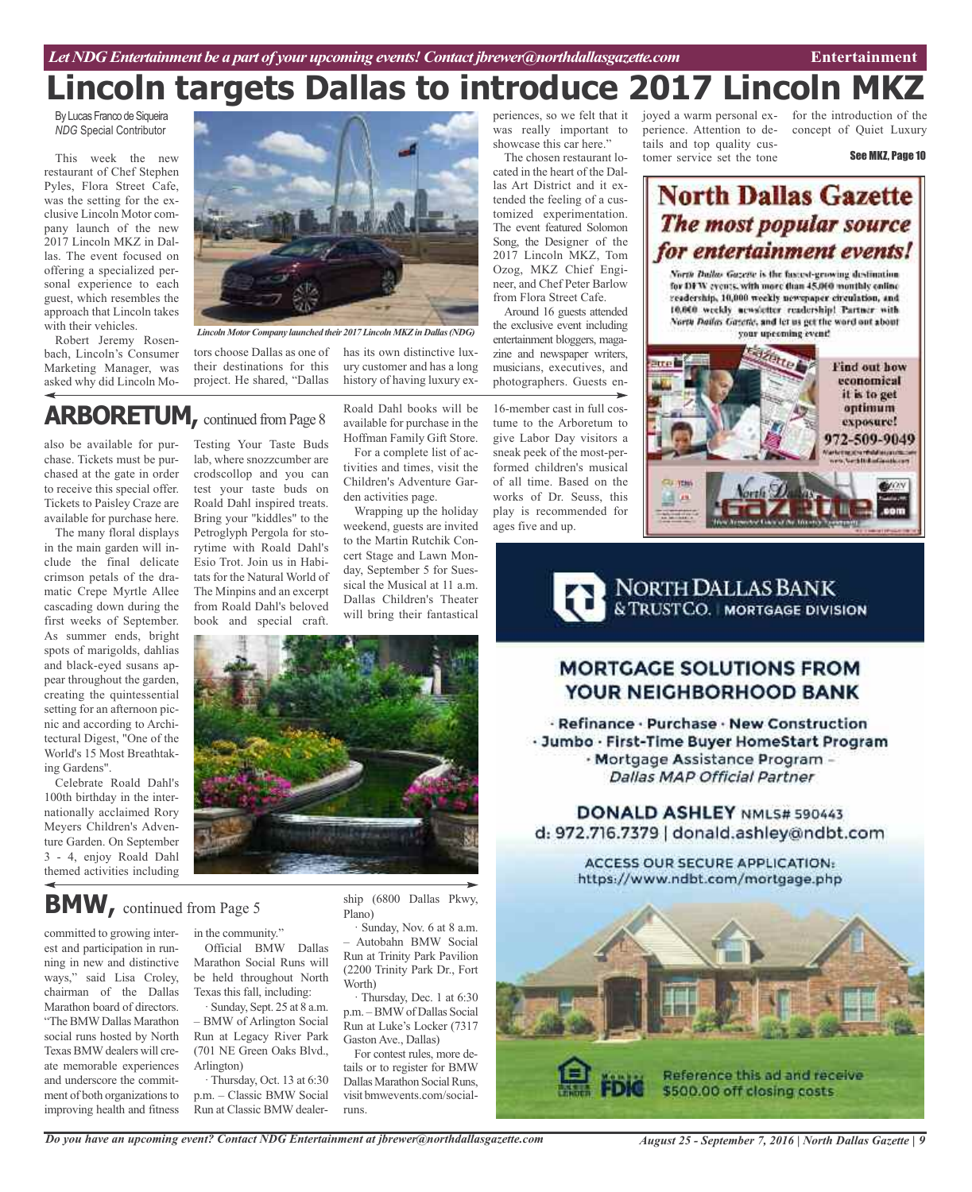# Lincoln targets Dallas to introduce 2017 Lincoln MKZ

By Lucas Franco de Siqueira
*NDG* Special Contributor

This week the new restaurant of Chef Stephen Pyles, Flora Street Cafe, was the setting for the exclusive Lincoln Motor company launch of the new 2017 Lincoln MKZ in Dallas. The event focused on offering a specialized personal experience to each guest, which resembles the approach that Lincoln takes with their vehicles.

*Lincoln Motor Company launched their 2017 Lincoln MKZ in Dallas (NDG)*

Robert Jeremy Rosenbach, Lincoln's Consumer Marketing Manager, was asked why did Lincoln Motors choose Dallas as one of their destinations for this project. He shared, "Dallas has its own distinctive luxury customer and has a long history of having luxury experiences, so we felt that it was really important to showcase this car here."

The chosen restaurant located in the heart of the Dallas Art District and it extended the feeling of a customized experimentation. The event featured Solomon Song, the Designer of the 2017 Lincoln MKZ, Tom Ozog, MKZ Chief Engineer, and Chef Peter Barlow from Flora Street Cafe.

Around 16 guests attended the exclusive event including entertainment bloggers, magazine and newspaper writers, musicians, executives, and photographers. Guests enjoyed a warm personal experience. Attention to details and top quality customer service set the tone for the introduction of the concept of Quiet Luxury

See MKZ, Page 10

## ARBORETUM, continued from Page 8

also be available for purchase. Tickets must be purchased at the gate in order to receive this special offer. Tickets to Paisley Craze are available for purchase here.

The many floral displays in the main garden will include the final delicate crimson petals of the dramatic Crepe Myrtle Allee cascading down during the first weeks of September. As summer ends, bright spots of marigolds, dahlias and black-eyed susans appear throughout the garden, creating the quintessential setting for an afternoon picnic and according to Architectural Digest, "One of the World's 15 Most Breathtaking Gardens".

Celebrate Roald Dahl's 100th birthday in the internationally acclaimed Rory Meyers Children's Adventure Garden. On September 3 - 4, enjoy Roald Dahl themed activities including Testing Your Taste Buds lab, where snozzcumber are crodscollop and you can test your taste buds on Roald Dahl inspired treats. Bring your "kiddles" to the Petroglyph Pergola for storytime with Roald Dahl's Esio Trot. Join us in Habitats for the Natural World of The Minpins and an excerpt from Roald Dahl's beloved book and special craft. Roald Dahl books will be available for purchase in the Hoffman Family Gift Store.

For a complete list of activities and times, visit the Children's Adventure Garden activities page.

Wrapping up the holiday weekend, guests are invited to the Martin Rutchik Concert Stage and Lawn Monday, September 5 for Suessical the Musical at 11 a.m. Dallas Children's Theater will bring their fantastical 16-member cast in full costume to the Arboretum to give Labor Day visitors a sneak peek of the most-performed children's musical of all time. Based on the works of Dr. Seuss, this play is recommended for ages five and up.

## BMW, continued from Page 5

committed to growing interest and participation in running in new and distinctive ways," said Lisa Croley, chairman of the Dallas Marathon board of directors. "The BMW Dallas Marathon social runs hosted by North Texas BMW dealers will create memorable experiences and underscore the commitment of both organizations to improving health and fitness in the community."

Official BMW Dallas Marathon Social Runs will be held throughout North Texas this fall, including:

· Sunday, Sept. 25 at 8 a.m. – BMW of Arlington Social Run at Legacy River Park (701 NE Green Oaks Blvd., Arlington)

· Thursday, Oct. 13 at 6:30 p.m. – Classic BMW Social Run at Classic BMW dealership (6800 Dallas Pkwy, Plano)

· Sunday, Nov. 6 at 8 a.m. – Autobahn BMW Social Run at Trinity Park Pavilion (2200 Trinity Park Dr., Fort Worth)

· Thursday, Dec. 1 at 6:30 p.m. – BMW of Dallas Social Run at Luke's Locker (7317 Gaston Ave., Dallas)

For contest rules, more details or to register for BMW Dallas Marathon Social Runs, visit bmwevents.com/social-runs.

**North Dallas Gazette**
***The most popular source for entertainment events!***

North Dallas Gazette is the fastest-growing destination for DFW events, with more than 45,000 monthly online readership, 10,000 weekly newspaper circulation, and 10,000 weekly newsletter readership! Partner with North Dallas Gazette, and let us get the word out about your upcoming event!

Find out how economical it is to get optimum exposure!
972-509-9049

**NORTH DALLAS BANK & TRUST CO. | MORTGAGE DIVISION**

**MORTGAGE SOLUTIONS FROM YOUR NEIGHBORHOOD BANK**

· Refinance · Purchase · New Construction
· Jumbo · First-Time Buyer HomeStart Program
· Mortgage Assistance Program – *Dallas MAP Official Partner*

**DONALD ASHLEY** NMLS# 590443
d: 972.716.7379 | donald.ashley@ndbt.com

ACCESS OUR SECURE APPLICATION:
https://www.ndbt.com/mortgage.php

Reference this ad and receive $500.00 off closing costs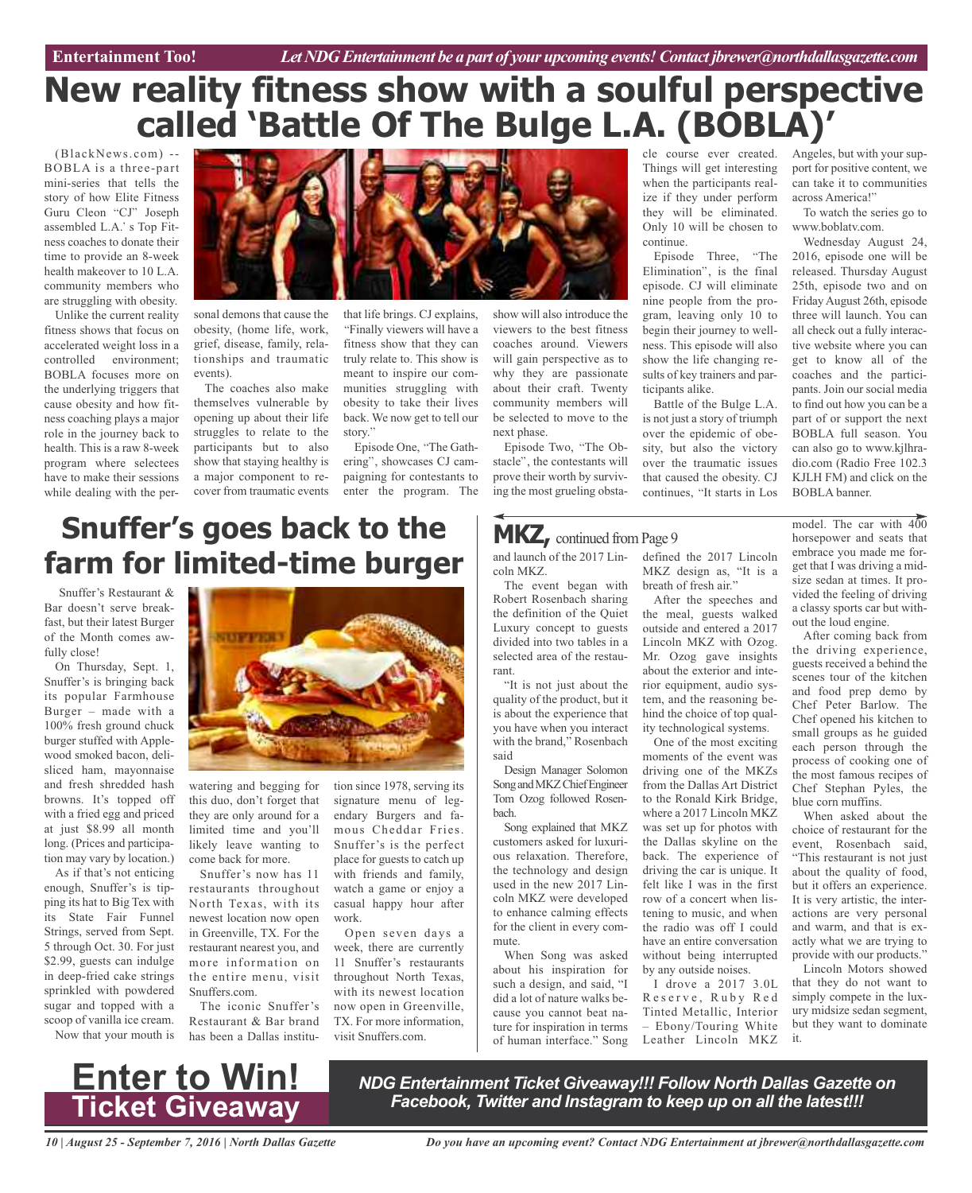# New reality fitness show with a soulful perspective called 'Battle Of The Bulge L.A. (BOBLA)'

(BlackNews.com) -- BOBLA is a three-part mini-series that tells the story of how Elite Fitness Guru Cleon "CJ" Joseph assembled L.A.' s Top Fitness coaches to donate their time to provide an 8-week health makeover to 10 L.A. community members who are struggling with obesity.

Unlike the current reality fitness shows that focus on accelerated weight loss in a controlled environment; BOBLA focuses more on the underlying triggers that cause obesity and how fitness coaching plays a major role in the journey back to health. This is a raw 8-week program where selectees have to make their sessions while dealing with the personal demons that cause the obesity, (home life, work, grief, disease, family, relationships and traumatic events).

The coaches also make themselves vulnerable by opening up about their life struggles to relate to the participants but to also show that staying healthy is a major component to recover from traumatic events that life brings. CJ explains, "Finally viewers will have a fitness show that they can truly relate to. This show is meant to inspire our communities struggling with obesity to take their lives back. We now get to tell our story."

Episode One, "The Gathering", showcases CJ campaigning for contestants to enter the program. The show will also introduce the viewers to the best fitness coaches around. Viewers will gain perspective as to why they are passionate about their craft. Twenty community members will be selected to move to the next phase.

Episode Two, "The Obstacle", the contestants will prove their worth by surviving the most grueling obstacle course ever created. Things will get interesting when the participants realize if they under perform they will be eliminated. Only 10 will be chosen to continue.

Episode Three, "The Elimination", is the final episode. CJ will eliminate nine people from the program, leaving only 10 to begin their journey to wellness. This episode will also show the life changing results of key trainers and participants alike.

Battle of the Bulge L.A. is not just a story of triumph over the epidemic of obesity, but also the victory over the traumatic issues that caused the obesity. CJ continues, "It starts in Los Angeles, but with your support for positive content, we can take it to communities across America!"

To watch the series go to www.boblatv.com.

Wednesday August 24, 2016, episode one will be released. Thursday August 25th, episode two and on Friday August 26th, episode three will launch. You can all check out a fully interactive website where you can get to know all of the coaches and the participants. Join our social media to find out how you can be a part of or support the next BOBLA full season. You can also go to www.kjlhradio.com (Radio Free 102.3 KJLH FM) and click on the BOBLA banner.

# Snuffer's goes back to the farm for limited-time burger

Snuffer's Restaurant & Bar doesn't serve breakfast, but their latest Burger of the Month comes awfully close!

On Thursday, Sept. 1, Snuffer's is bringing back its popular Farmhouse Burger – made with a 100% fresh ground chuck burger stuffed with Applewood smoked bacon, deli-sliced ham, mayonnaise and fresh shredded hash browns. It's topped off with a fried egg and priced at just $8.99 all month long. (Prices and participation may vary by location.)

As if that's not enticing enough, Snuffer's is tipping its hat to Big Tex with its State Fair Funnel Strings, served from Sept. 5 through Oct. 30. For just $2.99, guests can indulge in deep-fried cake strings sprinkled with powdered sugar and topped with a scoop of vanilla ice cream.

Now that your mouth is watering and begging for this duo, don't forget that they are only around for a limited time and you'll likely leave wanting to come back for more.

Snuffer's now has 11 restaurants throughout North Texas, with its newest location now open in Greenville, TX. For the restaurant nearest you, and more information on the entire menu, visit Snuffers.com.

The iconic Snuffer's Restaurant & Bar brand has been a Dallas institution since 1978, serving its signature menu of legendary Burgers and famous Cheddar Fries. Snuffer's is the perfect place for guests to catch up with friends and family, watch a game or enjoy a casual happy hour after work.

Open seven days a week, there are currently 11 Snuffer's restaurants throughout North Texas, with its newest location now open in Greenville, TX. For more information, visit Snuffers.com.

## MKZ, continued from Page 9

and launch of the 2017 Lincoln MKZ.

The event began with Robert Rosenbach sharing the definition of the Quiet Luxury concept to guests divided into two tables in a selected area of the restaurant.

"It is not just about the quality of the product, but it is about the experience that you have when you interact with the brand," Rosenbach said

Design Manager Solomon Song and MKZ Chief Engineer Tom Ozog followed Rosenbach.

Song explained that MKZ customers asked for luxurious relaxation. Therefore, the technology and design used in the new 2017 Lincoln MKZ were developed to enhance calming effects for the client in every commute.

When Song was asked about his inspiration for such a design, and said, "I did a lot of nature walks because you cannot beat nature for inspiration in terms of human interface." Song defined the 2017 Lincoln MKZ design as, "It is a breath of fresh air."

After the speeches and the meal, guests walked outside and entered a 2017 Lincoln MKZ with Ozog. Mr. Ozog gave insights about the exterior and interior equipment, audio system, and the reasoning behind the choice of top quality technological systems.

One of the most exciting moments of the event was driving one of the MKZs from the Dallas Art District to the Ronald Kirk Bridge, where a 2017 Lincoln MKZ was set up for photos with the Dallas skyline on the back. The experience of driving the car is unique. It felt like I was in the first row of a concert when listening to music, and when the radio was off I could have an entire conversation without being interrupted by any outside noises.

I drove a 2017 3.0L Reserve, Ruby Red Tinted Metallic, Interior – Ebony/Touring White Leather Lincoln MKZ model. The car with 400 horsepower and seats that embrace you made me forget that I was driving a midsize sedan at times. It provided the feeling of driving a classy sports car but without the loud engine.

After coming back from the driving experience, guests received a behind the scenes tour of the kitchen and food prep demo by Chef Peter Barlow. The Chef opened his kitchen to small groups as he guided each person through the process of cooking one of the most famous recipes of Chef Stephan Pyles, the blue corn muffins.

When asked about the choice of restaurant for the event, Rosenbach said, "This restaurant is not just about the quality of food, but it offers an experience. It is very artistic, the interactions are very personal and warm, and that is exactly what we are trying to provide with our products."

Lincoln Motors showed that they do not want to simply compete in the luxury midsize sedan segment, but they want to dominate it.

# Enter to Win! Ticket Giveaway

***NDG Entertainment Ticket Giveaway!!! Follow North Dallas Gazette on Facebook, Twitter and Instagram to keep up on all the latest!!!***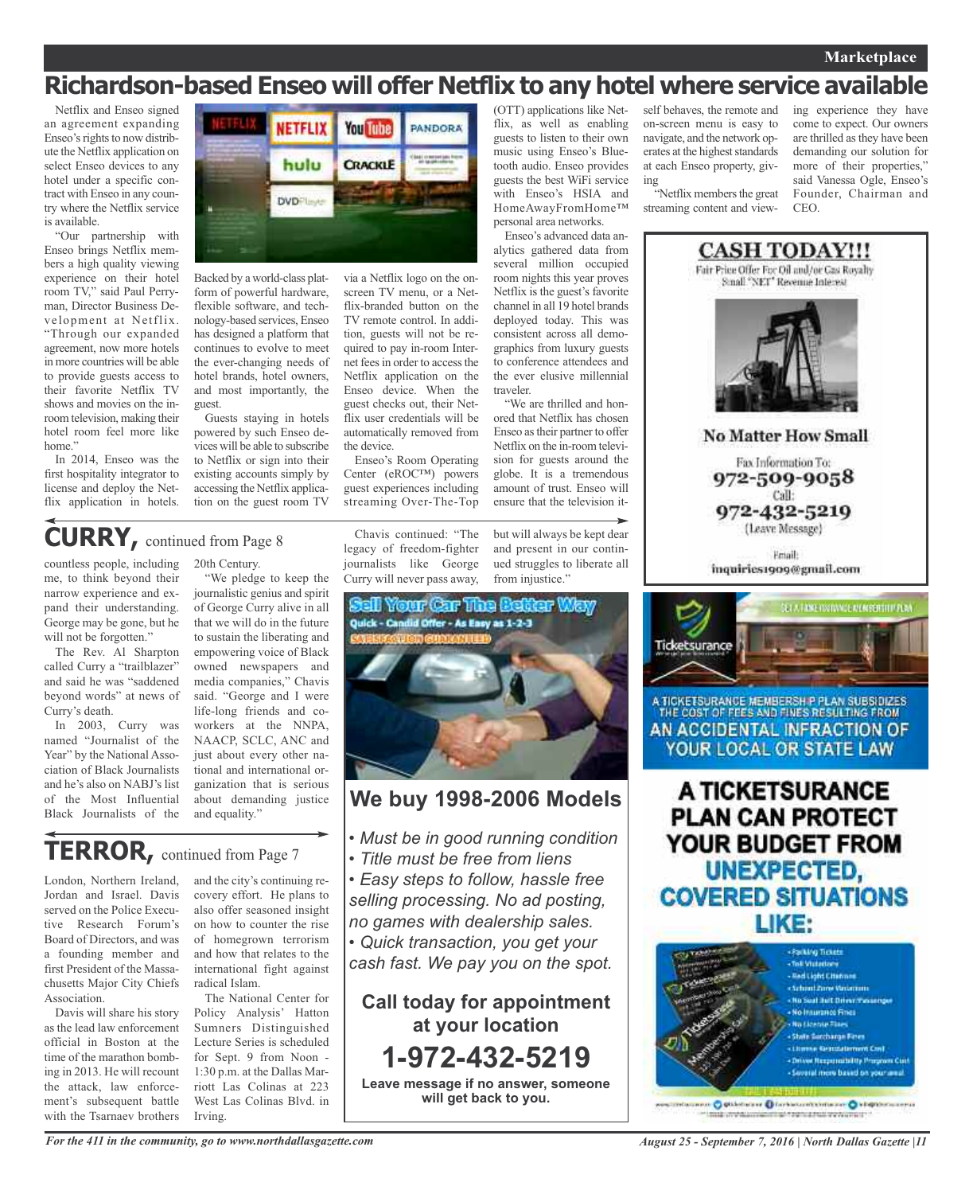# Richardson-based Enseo will offer Netflix to any hotel where service available

Netflix and Enseo signed an agreement expanding Enseo's rights to now distribute the Netflix application on select Enseo devices to any hotel under a specific contract with Enseo in any country where the Netflix service is available.

"Our partnership with Enseo brings Netflix members a high quality viewing experience on their hotel room TV," said Paul Perryman, Director Business Development at Netflix. "Through our expanded agreement, now more hotels in more countries will be able to provide guests access to their favorite Netflix TV shows and movies on the in-room television, making their hotel room feel more like home."

In 2014, Enseo was the first hospitality integrator to license and deploy the Netflix application in hotels. Backed by a world-class platform of powerful hardware, flexible software, and technology-based services, Enseo has designed a platform that continues to evolve to meet the ever-changing needs of hotel brands, hotel owners, and most importantly, the guest.

Guests staying in hotels powered by such Enseo devices will be able to subscribe to Netflix or sign into their existing accounts simply by accessing the Netflix application on the guest room TV via a Netflix logo on the on-screen TV menu, or a Netflix-branded button on the TV remote control. In addition, guests will not be required to pay in-room Internet fees in order to access the Netflix application on the Enseo device. When the guest checks out, their Netflix user credentials will be automatically removed from the device.

Enseo's Room Operating Center (eROC™) powers guest experiences including streaming Over-The-Top (OTT) applications like Netflix, as well as enabling guests to listen to their own music using Enseo's Bluetooth audio. Enseo provides guests the best WiFi service with Enseo's HSIA and HomeAwayFromHome™ personal area networks.

Enseo's advanced data analytics gathered data from several million occupied room nights this year proves Netflix is the guest's favorite channel in all 19 hotel brands deployed today. This was consistent across all demographics from luxury guests to conference attendees and the ever elusive millennial traveler.

"We are thrilled and honored that Netflix has chosen Enseo as their partner to offer Netflix on the in-room television for guests around the globe. It is a tremendous amount of trust. Enseo will ensure that the television itself behaves, the remote and on-screen menu is easy to navigate, and the network operates at the highest standards at each Enseo property, giving

"Netflix members the great streaming content and viewing experience they have come to expect. Our owners are thrilled as they have been demanding our solution for more of their properties," said Vanessa Ogle, Enseo's Founder, Chairman and CEO.

## CURRY, continued from Page 8

countless people, including me, to think beyond their narrow experience and expand their understanding. George may be gone, but he will not be forgotten."

The Rev. Al Sharpton called Curry a "trailblazer" and said he was "saddened beyond words" at news of Curry's death.

In 2003, Curry was named "Journalist of the Year" by the National Association of Black Journalists and he's also on NABJ's list of the Most Influential Black Journalists of the 20th Century.

"We pledge to keep the journalistic genius and spirit of George Curry alive in all that we will do in the future to sustain the liberating and empowering voice of Black owned newspapers and media companies," Chavis said. "George and I were life-long friends and co-workers at the NNPA, NAACP, SCLC, ANC and just about every other national and international organization that is serious about demanding justice and equality."

Chavis continued: "The legacy of freedom-fighter journalists like George Curry will never pass away, but will always be kept dear and present in our continued struggles to liberate all from injustice."

## TERROR, continued from Page 7

London, Northern Ireland, Jordan and Israel. Davis served on the Police Executive Research Forum's Board of Directors, and was a founding member and first President of the Massachusetts Major City Chiefs Association.

Davis will share his story as the lead law enforcement official in Boston at the time of the marathon bombing in 2013. He will recount the attack, law enforcement's subsequent battle with the Tsarnaev brothers and the city's continuing recovery effort. He plans to also offer seasoned insight on how to counter the rise of homegrown terrorism and how that relates to the international fight against radical Islam.

The National Center for Policy Analysis' Hatton Sumners Distinguished Lecture Series is scheduled for Sept. 9 from Noon - 1:30 p.m. at the Dallas Marriott Las Colinas at 223 West Las Colinas Blvd. in Irving.

---

**Sell Your Car The Better Way**
Quick - Candid Offer - As Easy as 1-2-3
SATISFACTION GUARANTEED

## We buy 1998-2006 Models

- *Must be in good running condition*
- *Title must be free from liens*
- *Easy steps to follow, hassle free selling processing. No ad posting, no games with dealership sales.*
- *Quick transaction, you get your cash fast. We pay you on the spot.*

**Call today for appointment at your location**

**1-972-432-5219**

**Leave message if no answer, someone will get back to you.**

---

**CASH TODAY!!!**
Fair Price Offer For Oil and/or Gas Royalty
Small "NET" Revenue Interest

**No Matter How Small**

Fax Information To:
**972-509-9058**
Call:
**972-432-5219**
(Leave Message)

Email:
inquiries1909@gmail.com

---

Ticketsurance

A TICKETSURANCE MEMBERSHIP PLAN SUBSIDIZES THE COST OF FEES AND FINES RESULTING FROM AN ACCIDENTAL INFRACTION OF YOUR LOCAL OR STATE LAW

**A TICKETSURANCE PLAN CAN PROTECT YOUR BUDGET FROM UNEXPECTED, COVERED SITUATIONS LIKE:**

- Parking Tickets
- Toll Violations
- Red Light Citations
- School Zone Violations
- No Seat Belt Driver/Passenger
- No Insurance Fines
- No License Fines
- State Surcharge Fines
- License Reinstatement Cost
- Driver Responsibility Program Cost
- Several more based on your area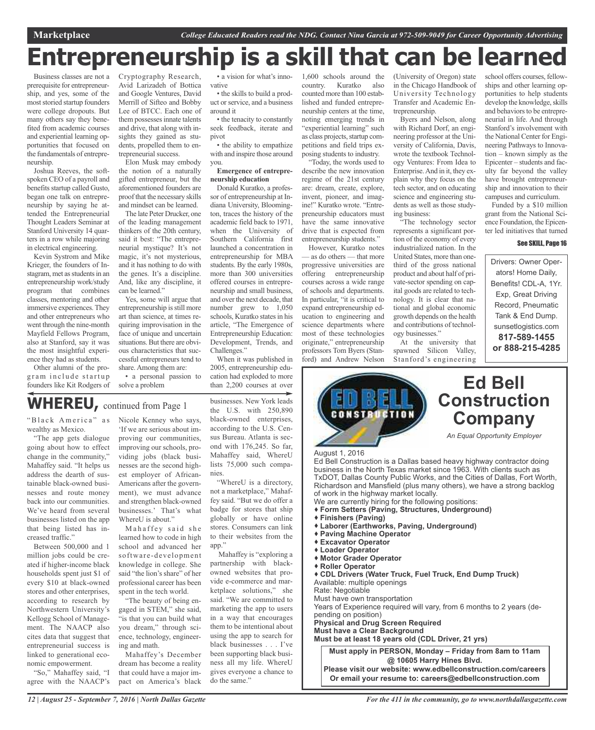Marketplace *College Educated Readers read the NDG. Contact Nina Garcia at 972-509-9049 for Career Opportunity Advertising*

# Entrepreneurship is a skill that can be learned

Business classes are not a prerequisite for entrepreneurship, and yes, some of the most storied startup founders were college dropouts. But many others say they benefited from academic courses and experiential learning opportunities that focused on the fundamentals of entrepreneurship.

Joshua Reeves, the soft-spoken CEO of a payroll and benefits startup called Gusto, began one talk on entrepreneurship by saying he attended the Entrepreneurial Thought Leaders Seminar at Stanford University 14 quarters in a row while majoring in electrical engineering.

Kevin Systrom and Mike Krieger, the founders of Instagram, met as students in an entrepreneurship work/study program that combines classes, mentoring and other immersive experiences. They and other entrepreneurs who went through the nine-month Mayfield Fellows Program, also at Stanford, say it was the most insightful experience they had as students.

Other alumni of the program include startup founders like Kit Rodgers of Cryptography Research, Avid Larizadeh of Bottica and Google Ventures, David Merrill of Sifteo and Bobby Lee of BTCC. Each one of them possesses innate talents and drive, that along with insights they gained as students, propelled them to entrepreneurial success.

Elon Musk may embody the notion of a naturally gifted entrepreneur, but the aforementioned founders are proof that the necessary skills and mindset can be learned.

The late Peter Drucker, one of the leading management thinkers of the 20th century, said it best: "The entrepreneurial mystique? It's not magic, it's not mysterious, and it has nothing to do with the genes. It's a discipline. And, like any discipline, it can be learned."

Yes, some will argue that entrepreneurship is still more art than science, at times requiring improvisation in the face of unique and uncertain situations. But there are obvious characteristics that successful entrepreneurs tend to share. Among them are:

- a personal passion to solve a problem
- a vision for what's innovative
- the skills to build a product or service, and a business around it
- the tenacity to constantly seek feedback, iterate and pivot
- the ability to empathize with and inspire those around you.

**Emergence of entrepreneurship education**

Donald Kuratko, a professor of entrepreneurship at Indiana University, Bloomington, traces the history of the academic field back to 1971, when the University of Southern California first launched a concentration in entrepreneurship for MBA students. By the early 1980s, more than 300 universities offered courses in entrepreneurship and small business, and over the next decade, that number grew to 1,050 schools, Kuratko states in his article, "The Emergence of Entrepreneurship Education: Development, Trends, and Challenges."

When it was published in 2005, entrepreneurship education had exploded to more than 2,200 courses at over 1,600 schools around the country. Kuratko also counted more than 100 established and funded entrepreneurship centers at the time, noting emerging trends in "experiential learning" such as class projects, startup competitions and field trips exposing students to industry.

"Today, the words used to describe the new innovation regime of the 21st century are: dream, create, explore, invent, pioneer, and imagine!" Kuratko wrote. "Entrepreneurship educators must have the same innovative drive that is expected from entrepreneurship students."

However, Kuratko notes — as do others — that more progressive universities are offering entrepreneurship courses across a wide range of schools and departments. In particular, "it is critical to expand entrepreneurship education to engineering and science departments where most of these technologies originate," entrepreneurship professors Tom Byers (Stanford) and Andrew Nelson (University of Oregon) state in the Chicago Handbook of University Technology Transfer and Academic Entrepreneurship.

Byers and Nelson, along with Richard Dorf, an engineering professor at the University of California, Davis, wrote the textbook Technology Ventures: From Idea to Enterprise. And in it, they explain why they focus on the tech sector, and on educating science and engineering students as well as those studying business:

"The technology sector represents a significant portion of the economy of every industrialized nation. In the United States, more than one-third of the gross national product and about half of private-sector spending on capital goods are related to technology. It is clear that national and global economic growth depends on the health and contributions of technology businesses."

At the university that spawned Silicon Valley, Stanford's engineering school offers courses, fellowships and other learning opportunities to help students develop the knowledge, skills and behaviors to be entrepreneurial in life. And through Stanford's involvement with the National Center for Engineering Pathways to Innovation – known simply as the Epicenter – students and faculty far beyond the valley have brought entrepreneurship and innovation to their campuses and curriculum.

Funded by a $10 million grant from the National Science Foundation, the Epicenter led initiatives that turned

**See SKILL, Page 16**

---

Drivers: Owner Operators! Home Daily, Benefits! CDL-A, 1Yr. Exp, Great Driving Record, Pneumatic Tank & End Dump. sunsetlogistics.com
**817-589-1455 or 888-215-4285**

---

## WHEREU, continued from Page 1

"Black America" as wealthy as Mexico.

"The app gets dialogue going about how to effect change in the community," Mahaffey said. "It helps us address the dearth of sustainable black-owned businesses and route money back into our communities. We've heard from several businesses listed on the app that being listed has increased traffic."

Between 500,000 and 1 million jobs could be created if higher-income black households spent just $1 of every $10 at black-owned stores and other enterprises, according to research by Northwestern University's Kellogg School of Management. The NAACP also cites data that suggest that entrepreneurial success is linked to generational economic empowerment.

"So," Mahaffey said, "I agree with the NAACP's Nicole Kenney who says, 'If we are serious about improving our communities, improving our schools, providing jobs (black businesses are the second highest employer of African-Americans after the government), we must advance and strengthen black-owned businesses.' That's what WhereU is about."

Mahaffey said she learned how to code in high school and advanced her software-development knowledge in college. She said "the lion's share" of her professional career has been spent in the tech world.

"The beauty of being engaged in STEM," she said, "is that you can build what you dream," through science, technology, engineering and math.

Mahaffey's December dream has become a reality that could have a major impact on America's black businesses. New York leads the U.S. with 250,890 black-owned enterprises, according to the U.S. Census Bureau. Atlanta is second with 176,245. So far, Mahaffey said, WhereU lists 75,000 such companies.

"WhereU is a directory, not a marketplace," Mahaffey said. "But we do offer a badge for stores that ship globally or have online stores. Consumers can link to their websites from the app."

Mahaffey is "exploring a partnership with black-owned websites that provide e-commerce and marketplace solutions," she said. "We are committed to marketing the app to users in a way that encourages them to be intentional about using the app to search for black businesses . . . I've been supporting black business all my life. WhereU gives everyone a chance to do the same."

---

## Ed Bell Construction Company

*An Equal Opportunity Employer*

August 1, 2016

Ed Bell Construction is a Dallas based heavy highway contractor doing business in the North Texas market since 1963. With clients such as TxDOT, Dallas County Public Works, and the Cities of Dallas, Fort Worth, Richardson and Mansfield (plus many others), we have a strong backlog of work in the highway market locally.

We are currently hiring for the following positions:

- **Form Setters (Paving, Structures, Underground)**
- **Finishers (Paving)**
- **Laborer (Earthworks, Paving, Underground)**
- **Paving Machine Operator**
- **Excavator Operator**
- **Loader Operator**
- **Motor Grader Operator**
- **Roller Operator**
- **CDL Drivers (Water Truck, Fuel Truck, End Dump Truck)**

Available: multiple openings
Rate: Negotiable
Must have own transportation
Years of Experience required will vary, from 6 months to 2 years (depending on position)
**Physical and Drug Screen Required**
**Must have a Clear Background**
**Must be at least 18 years old (CDL Driver, 21 yrs)**

**Must apply in PERSON, Monday – Friday from 8am to 11am @ 10605 Harry Hines Blvd.**
**Please visit our website: www.edbellconstruction.com/careers**
**Or email your resume to: careers@edbellconstruction.com**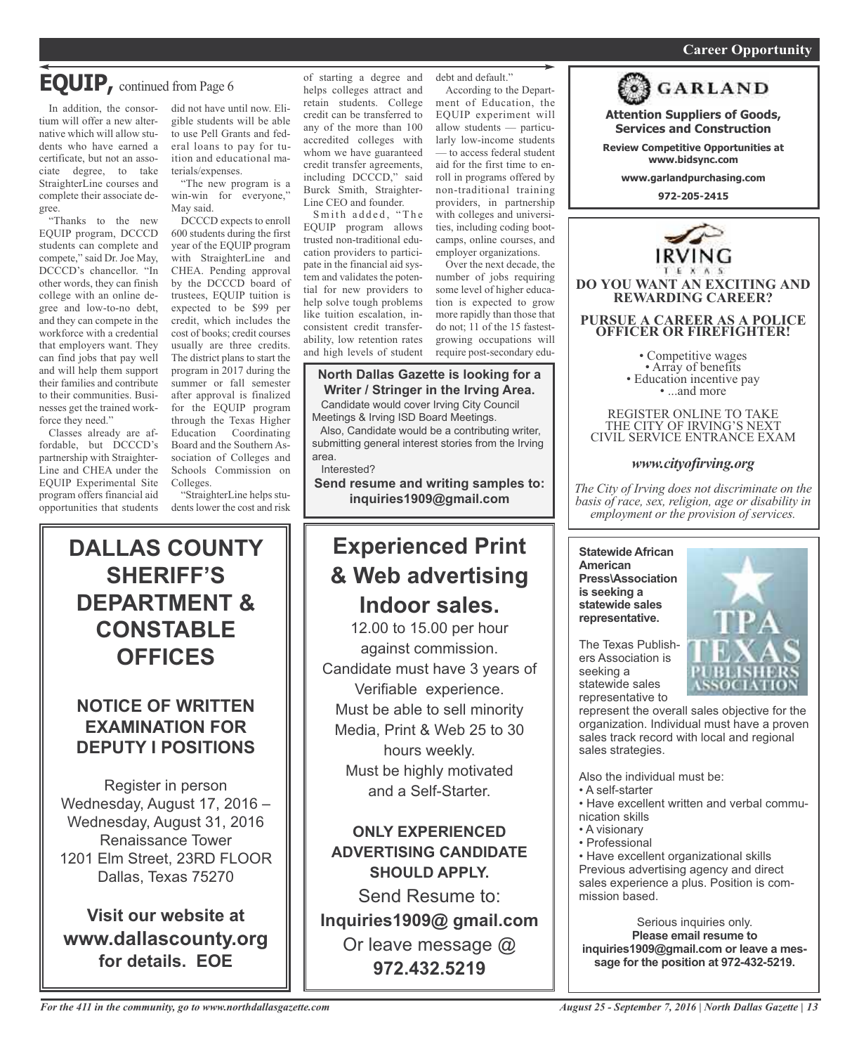# EQUIP, continued from Page 6

In addition, the consortium will offer a new alternative which will allow students who have earned a certificate, but not an associate degree, to take StraighterLine courses and complete their associate degree.

"Thanks to the new EQUIP program, DCCCD students can complete and compete," said Dr. Joe May, DCCCD's chancellor. "In other words, they can finish college with an online degree and low-to-no debt, and they can compete in the workforce with a credential that employers want. They can find jobs that pay well and will help them support their families and contribute to their communities. Businesses get the trained workforce they need."

Classes already are affordable, but DCCCD's partnership with StraighterLine and CHEA under the EQUIP Experimental Site program offers financial aid opportunities that students did not have until now. Eligible students will be able to use Pell Grants and federal loans to pay for tuition and educational materials/expenses.

"The new program is a win-win for everyone," May said.

DCCCD expects to enroll 600 students during the first year of the EQUIP program with StraighterLine and CHEA. Pending approval by the DCCCD board of trustees, EQUIP tuition is expected to be $99 per credit, which includes the cost of books; credit courses usually are three credits. The district plans to start the program in 2017 during the summer or fall semester after approval is finalized for the EQUIP program through the Texas Higher Education Coordinating Board and the Southern Association of Colleges and Schools Commission on Colleges.

"StraighterLine helps students lower the cost and risk of starting a degree and helps colleges attract and retain students. College credit can be transferred to any of the more than 100 accredited colleges with whom we have guaranteed credit transfer agreements, including DCCCD," said Burck Smith, StraighterLine CEO and founder.

Smith added, "The EQUIP program allows trusted non-traditional education providers to participate in the financial aid system and validates the potential for new providers to help solve tough problems like tuition escalation, inconsistent credit transferability, low retention rates and high levels of student debt and default."

According to the Department of Education, the EQUIP experiment will allow students — particularly low-income students — to access federal student aid for the first time to enroll in programs offered by non-traditional training providers, in partnership with colleges and universities, including coding bootcamps, online courses, and employer organizations.

Over the next decade, the number of jobs requiring some level of higher education is expected to grow more rapidly than those that do not; 11 of the 15 fastest-growing occupations will require post-secondary edu-

---

**North Dallas Gazette is looking for a Writer / Stringer in the Irving Area.**

Candidate would cover Irving City Council Meetings & Irving ISD Board Meetings.

Also, Candidate would be a contributing writer, submitting general interest stories from the Irving area.

Interested?

**Send resume and writing samples to: inquiries1909@gmail.com**

---

## DALLAS COUNTY SHERIFF'S DEPARTMENT & CONSTABLE OFFICES

### NOTICE OF WRITTEN EXAMINATION FOR DEPUTY I POSITIONS

Register in person
Wednesday, August 17, 2016 – Wednesday, August 31, 2016
Renaissance Tower
1201 Elm Street, 23RD FLOOR
Dallas, Texas 75270

**Visit our website at www.dallascounty.org for details. EOE**

---

## Experienced Print & Web advertising Indoor sales.

12.00 to 15.00 per hour against commission.
Candidate must have 3 years of Verifiable experience.
Must be able to sell minority Media, Print & Web 25 to 30 hours weekly.
Must be highly motivated and a Self-Starter.

**ONLY EXPERIENCED ADVERTISING CANDIDATE SHOULD APPLY.**

Send Resume to:
**Inquiries1909@ gmail.com**
Or leave message @
**972.432.5219**

---

## GARLAND

**Attention Suppliers of Goods, Services and Construction**

**Review Competitive Opportunities at www.bidsync.com**

**www.garlandpurchasing.com**

**972-205-2415**

---

## IRVING TEXAS

**DO YOU WANT AN EXCITING AND REWARDING CAREER?**

**PURSUE A CAREER AS A POLICE OFFICER OR FIREFIGHTER!**

- Competitive wages
- Array of benefits
- Education incentive pay
- ...and more

REGISTER ONLINE TO TAKE THE CITY OF IRVING'S NEXT CIVIL SERVICE ENTRANCE EXAM

***www.cityofirving.org***

*The City of Irving does not discriminate on the basis of race, sex, religion, age or disability in employment or the provision of services.*

---

**Statewide African American Press\Association is seeking a statewide sales representative.**

TPA TEXAS PUBLISHERS ASSOCIATION

The Texas Publishers Association is seeking a statewide sales representative to represent the overall sales objective for the organization. Individual must have a proven sales track record with local and regional sales strategies.

Also the individual must be:

- A self-starter
- Have excellent written and verbal communication skills
- A visionary
- Professional
- Have excellent organizational skills

Previous advertising agency and direct sales experience a plus. Position is commission based.

Serious inquiries only.
**Please email resume to inquiries1909@gmail.com or leave a message for the position at 972-432-5219.**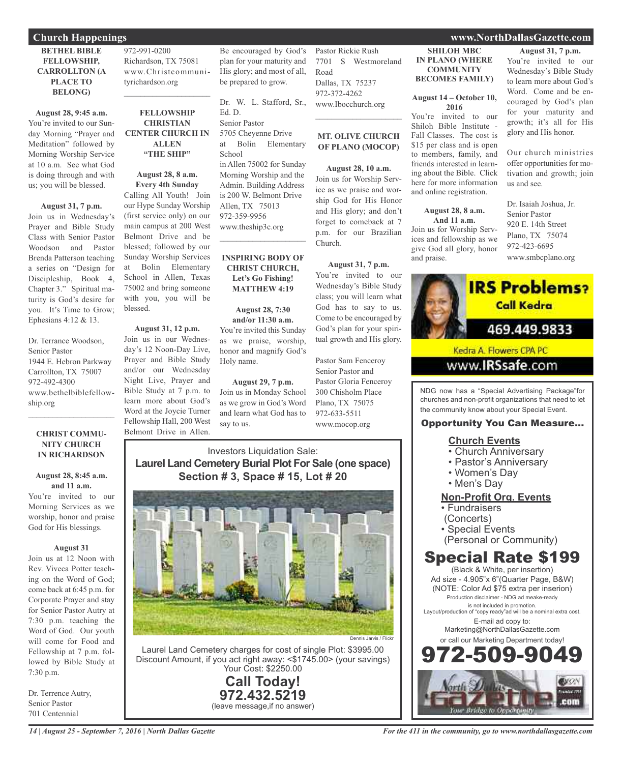# Church Happenings

## BETHEL BIBLE FELLOWSHIP, CARROLLTON (A PLACE TO BELONG)

**August 28, 9:45 a.m.**
You're invited to our Sunday Morning "Prayer and Meditation" followed by Morning Worship Service at 10 a.m. See what God is doing through and with us; you will be blessed.

**August 31, 7 p.m.**
Join us in Wednesday's Prayer and Bible Study Class with Senior Pastor Woodson and Pastor Brenda Patterson teaching a series on "Design for Discipleship, Book 4, Chapter 3." Spiritual maturity is God's desire for you. It's Time to Grow; Ephesians 4:12 & 13.

Dr. Terrance Woodson,
Senior Pastor
1944 E. Hebron Parkway
Carrollton, TX 75007
972-492-4300
www.bethelbiblefellowship.org

---

## CHRIST COMMUNITY CHURCH IN RICHARDSON

**August 28, 8:45 a.m. and 11 a.m.**
You're invited to our Morning Services as we worship, honor and praise God for His blessings.

**August 31**
Join us at 12 Noon with Rev. Viveca Potter teaching on the Word of God; come back at 6:45 p.m. for Corporate Prayer and stay for Senior Pastor Autry at 7:30 p.m. teaching the Word of God. Our youth will come for Food and Fellowship at 7 p.m. followed by Bible Study at 7:30 p.m.

Dr. Terrence Autry,
Senior Pastor
701 Centennial
972-991-0200
Richardson, TX 75081
www.Christcommunityrichardson.org

---

## FELLOWSHIP CHRISTIAN CENTER CHURCH IN ALLEN "THE SHIP"

**August 28, 8 a.m.**
**Every 4th Sunday**
Calling All Youth! Join our Hype Sunday Worship (first service only) on our main campus at 200 West Belmont Drive and be blessed; followed by our Sunday Worship Services at Bolin Elementary School in Allen, Texas 75002 and bring someone with you, you will be blessed.

**August 31, 12 p.m.**
Join us in our Wednesday's 12 Noon-Day Live, Prayer and Bible Study and/or our Wednesday Night Live, Prayer and Bible Study at 7 p.m. to learn more about God's Word at the Joycie Turner Fellowship Hall, 200 West Belmont Drive in Allen. Be encouraged by God's plan for your maturity and His glory; and most of all, be prepared to grow.

Dr. W. L. Stafford, Sr., Ed. D.
Senior Pastor
5705 Cheyenne Drive
at Bolin Elementary School
in Allen 75002 for Sunday Morning Worship and the Admin. Building Address is 200 W. Belmont Drive
Allen, TX 75013
972-359-9956
www.theship3c.org

---

## INSPIRING BODY OF CHRIST CHURCH, Let's Go Fishing! MATTHEW 4:19

**August 28, 7:30 and/or 11:30 a.m.**
You're invited this Sunday as we praise, worship, honor and magnify God's Holy name.

**August 29, 7 p.m.**
Join us in Monday School as we grow in God's Word and learn what God has to say to us.

Pastor Rickie Rush
7701 S Westmoreland Road
Dallas, TX 75237
972-372-4262
www.Ibocchurch.org

---

## MT. OLIVE CHURCH OF PLANO (MOCOP)

**August 28, 10 a.m.**
Join us for Worship Service as we praise and worship God for His Honor and His glory; and don't forget to comeback at 7 p.m. for our Brazilian Church.

**August 31, 7 p.m.**
You're invited to our Wednesday's Bible Study class; you will learn what God has to say to us. Come to be encouraged by God's plan for your spiritual growth and His glory.

Pastor Sam Fenceroy
Senior Pastor and
Pastor Gloria Fenceroy
300 Chisholm Place
Plano, TX 75075
972-633-5511
www.mocop.org

---

## SHILOH MBC IN PLANO (WHERE COMMUNITY BECOMES FAMILY)

**August 14 – October 10, 2016**
You're invited to our Shiloh Bible Institute - Fall Classes. The cost is $15 per class and is open to members, family, and friends interested in learning about the Bible. Click here for more information and online registration.

**August 28, 8 a.m. And 11 a.m.**
Join us for Worship Services and fellowship as we give God all glory, honor and praise.

**August 31, 7 p.m.**
You're invited to our Wednesday's Bible Study to learn more about God's Word. Come and be encouraged by God's plan for your maturity and growth; it's all for His glory and His honor.

Our church ministries offer opportunities for motivation and growth; join us and see.

Dr. Isaiah Joshua, Jr.
Senior Pastor
920 E. 14th Street
Plano, TX 75074
972-423-6695
www.smbcplano.org

---

Investors Liquidation Sale:
**Laurel Land Cemetery Burial Plot For Sale (one space)**
**Section # 3, Space # 15, Lot # 20**

Dennis Jarvis / Flickr

Laurel Land Cemetery charges for cost of single Plot: $3995.00
Discount Amount, if you act right away: <$1745.00> (your savings)
Your Cost: $2250.00
**Call Today!**
**972.432.5219**
(leave message,if no answer)

---

**IRS Problems? Call Kedra**
**469.449.9833**
Kedra A. Flowers CPA PC
www.IRSsafe.com

---

NDG now has a "Special Advertising Package"for churches and non-profit organizations that need to let the community know about your Special Event.

**Opportunity You Can Measure...**

**Church Events**
- Church Anniversary
- Pastor's Anniversary
- Women's Day
- Men's Day

**Non-Profit Org. Events**
- Fundraisers (Concerts)
- Special Events (Personal or Community)

**Special Rate $199**
(Black & White, per insertion)
Ad size - 4.905"x 6"(Quarter Page, B&W)
(NOTE: Color Ad $75 extra per inserion)
Production disclaimer - NDG ad meake-ready is not included in promotion.
Layout/production of "copy ready"ad will be a nominal extra cost.
E-mail ad copy to:
Marketing@NorthDallasGazette.com
or call our Marketing Department today!
**972-509-9049**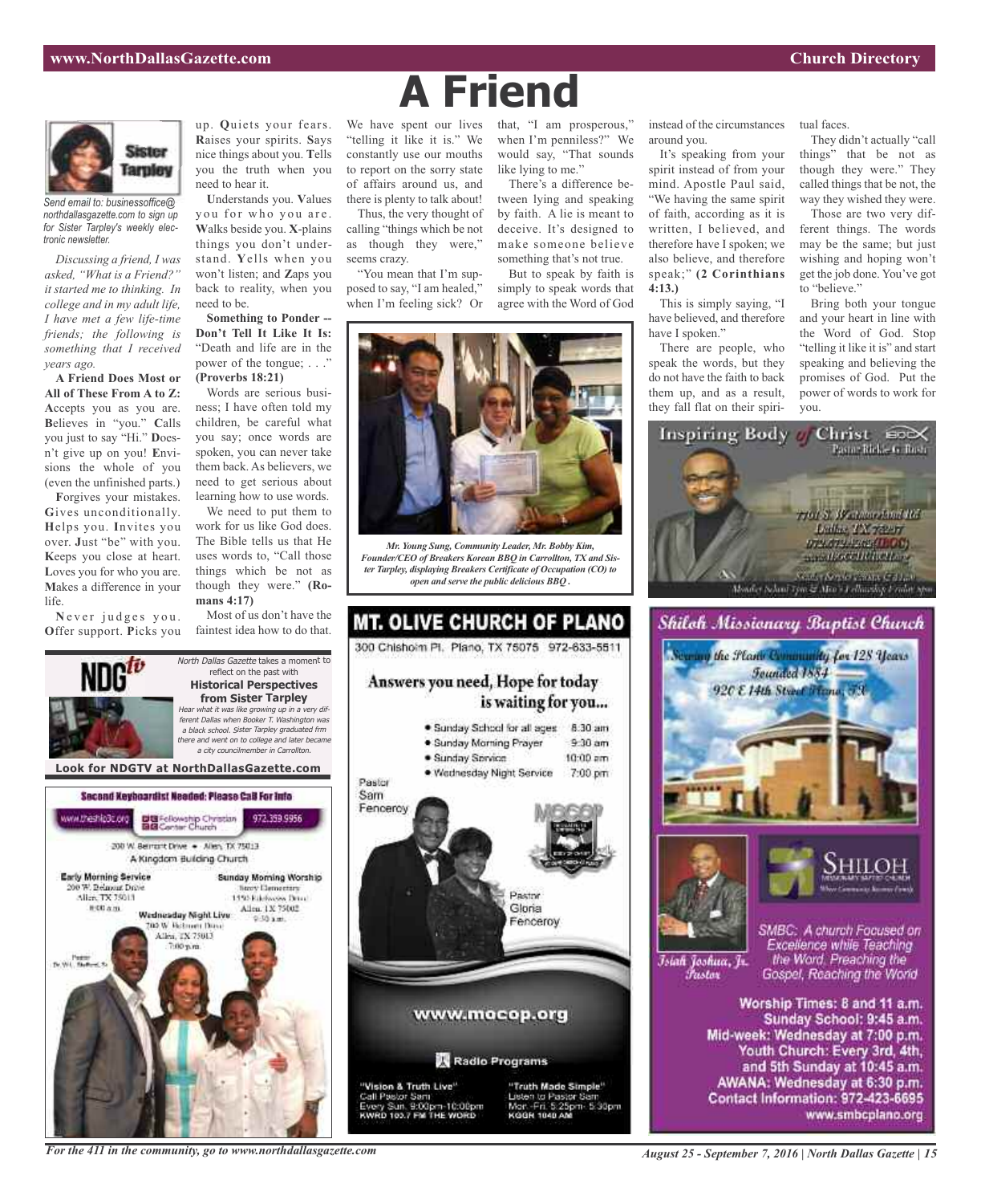# A Friend

Sister Tarpley

*Send email to: businessoffice@northdallasgazette.com to sign up for Sister Tarpley's weekly electronic newsletter.*

*Discussing a friend, I was asked, "What is a Friend?" it started me to thinking. In college and in my adult life, I have met a few life-time friends; the following is something that I received years ago.*

**A Friend Does Most or All of These From A to Z:** **A**ccepts you as you are. **B**elieves in "you." **C**alls you just to say "Hi." **D**oesn't give up on you! **E**nvisions the whole of you (even the unfinished parts.) **F**orgives your mistakes. **G**ives unconditionally. **H**elps you. **I**nvites you over. **J**ust "be" with you. **K**eeps you close at heart. **L**oves you for who you are. **M**akes a difference in your life. **N**ever judges you. **O**ffer support. **P**icks you up. **Q**uiets your fears. **R**aises your spirits. **S**ays nice things about you. **T**ells you the truth when you need to hear it. **U**nderstands you. **V**alues you for who you are. **W**alks beside you. **X**-plains things you don't understand. **Y**ells when you won't listen; and **Z**aps you back to reality, when you need to be.

**Something to Ponder -- Don't Tell It Like It Is:** "Death and life are in the power of the tongue; . . ." **(Proverbs 18:21)**

Words are serious business; I have often told my children, be careful what you say; once words are spoken, you can never take them back. As believers, we need to get serious about learning how to use words.

We need to put them to work for us like God does. The Bible tells us that He uses words to, "Call those things which be not as though they were." **(Romans 4:17)**

Most of us don't have the faintest idea how to do that. We have spent our lives "telling it like it is." We constantly use our mouths to report on the sorry state of affairs around us, and there is plenty to talk about!

Thus, the very thought of calling "things which be not as though they were," seems crazy.

"You mean that I'm supposed to say, "I am healed," when I'm feeling sick? Or that, "I am prosperous," when I'm penniless?" We would say, "That sounds like lying to me."

There's a difference between lying and speaking by faith. A lie is meant to deceive. It's designed to make someone believe something that's not true.

But to speak by faith is simply to speak words that agree with the Word of God instead of the circumstances around you.

It's speaking from your spirit instead of from your mind. Apostle Paul said, "We having the same spirit of faith, according as it is written, I believed, and therefore have I spoken; we also believe, and therefore speak;" **(2 Corinthians 4:13.)**

This is simply saying, "I have believed, and therefore have I spoken."

There are people, who speak the words, but they do not have the faith to back them up, and as a result, they fall flat on their spiritual faces.

They didn't actually "call things" that be not as though they were." They called things that be not, the way they wished they were.

Those are two very different things. The words may be the same; but just wishing and hoping won't get the job done. You've got to "believe."

Bring both your tongue and your heart in line with the Word of God. Stop "telling it like it is" and start speaking and believing the promises of God. Put the power of words to work for you.

*Mr. Young Sung, Community Leader, Mr. Bobby Kim, Founder/CEO of Breakers Korean BBQ in Carrollton, TX and Sister Tarpley, displaying Breakers Certificate of Occupation (CO) to open and serve the public delicious BBQ.*

---

NDG tv

*North Dallas Gazette* takes a moment to reflect on the past with

**Historical Perspectives from Sister Tarpley**

*Hear what it was like growing up in a very different Dallas when Booker T. Washington was a black school. Sister Tarpley graduated frm there and went on to college and later became a city councilmember in Carrollton.*

**Look for NDGTV at NorthDallasGazette.com**

---

**Second Keyboardist Needed: Please Call For Info**

www.thefcc.org — Fellowship Christian Center Church — 972.359.9956

200 W. Belmont Drive • Allen, TX 75013

A Kingdom Building Church

**Early Morning Service** 200 W. Belmont Drive Allen, TX 75013 8:00 a.m.

**Sunday Morning Worship** Story Elementary 1550 Edelweiss Drive Allen, TX 75002 9:30 a.m.

**Wednesday Night Live** 200 W. Belmont Drive Allen, TX 75013 7:00 p.m.

Pastor Dr. W.L. Stafford, Sr.

---

## MT. OLIVE CHURCH OF PLANO

300 Chisholm Pl. Plano, TX 75075 972-633-5511

**Answers you need, Hope for today is waiting for you...**

- Sunday School for all ages 8:30 am
- Sunday Morning Prayer 9:30 am
- Sunday Service 10:00 am
- Wednesday Night Service 7:00 pm

Pastor Sam Fenceroy

Pastor Gloria Fenceroy

www.mocop.org

Radio Programs

"Vision & Truth Live" Call Pastor Sam Every Sun. 9:00pm-10:00pm KWRD 100.7 FM THE WORD

"Truth Made Simple" Listen to Pastor Sam Mon.-Fri. 5:25pm- 5:30pm KGGR 1040 AM

---

**Inspiring Body of Christ** IBOC

Pastor Rickie G. Rush

7701 S. Westmoreland Rd. Dallas, TX 75237 972-372-4262 (IBOC) www.IBOCCHURCH.org

Sunday Service 7:30 & 11 a.m. Monday School 7pm & Men's Fellowship Friday 7pm

---

## Shiloh Missionary Baptist Church

Serving the Plano Community for 128 Years

Founded 1884

920 E 14th Street Plano, TX

SHILOH Missionary Baptist Church

Isiah Joshua, Jr. Pastor

SMBC: A church Focused on Excellence while Teaching the Word, Preaching the Gospel, Reaching the World

**Worship Times: 8 and 11 a.m.**
**Sunday School: 9:45 a.m.**
**Mid-week: Wednesday at 7:00 p.m.**
**Youth Church: Every 3rd, 4th, and 5th Sunday at 10:45 a.m.**
**AWANA: Wednesday at 6:30 p.m.**
**Contact Information: 972-423-6695**
**www.smbcplano.org**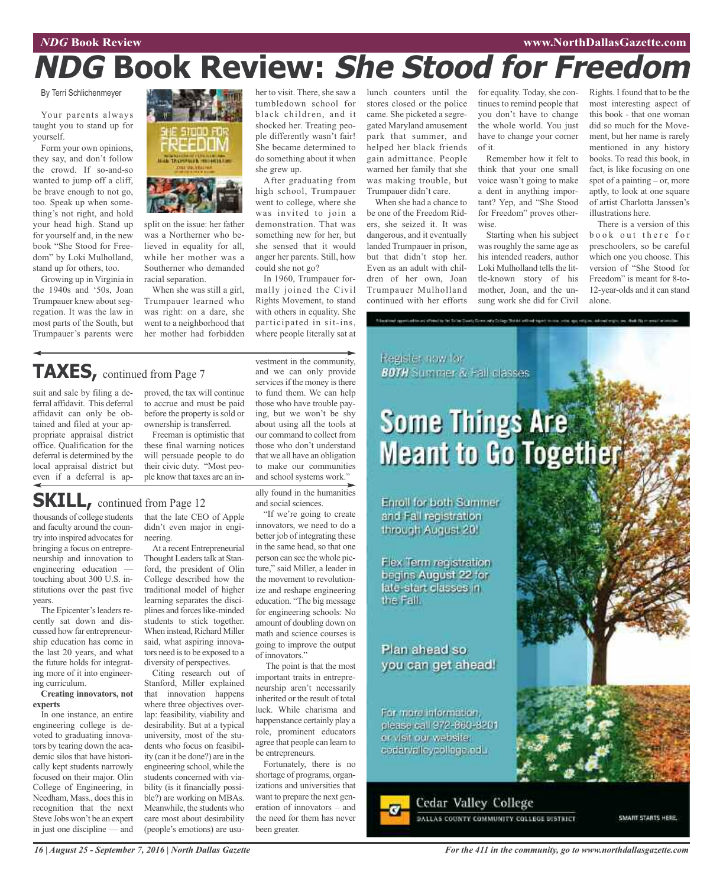# *NDG* Book Review: *She Stood for Freedom*

By Terri Schlichenmeyer

Your parents always taught you to stand up for yourself.

Form your own opinions, they say, and don't follow the crowd. If so-and-so wanted to jump off a cliff, be brave enough to not go, too. Speak up when something's not right, and hold your head high. Stand up for yourself and, in the new book "She Stood for Freedom" by Loki Mulholland, stand up for others, too.

Growing up in Virginia in the 1940s and '50s, Joan Trumpauer knew about segregation. It was the law in most parts of the South, but Trumpauer's parents were split on the issue: her father was a Northerner who believed in equality for all, while her mother was a Southerner who demanded racial separation.

When she was still a girl, Trumpauer learned who was right: on a dare, she went to a neighborhood that her mother had forbidden her to visit. There, she saw a tumbledown school for black children, and it shocked her. Treating people differently wasn't fair! She became determined to do something about it when she grew up.

After graduating from high school, Trumpauer went to college, where she was invited to join a demonstration. That was something new for her, but she sensed that it would anger her parents. Still, how could she not go?

In 1960, Trumpauer formally joined the Civil Rights Movement, to stand with others in equality. She participated in sit-ins, where people literally sat at lunch counters until the stores closed or the police came. She picketed a segregated Maryland amusement park that summer, and helped her black friends gain admittance. People warned her family that she was making trouble, but Trumpauer didn't care.

When she had a chance to be one of the Freedom Riders, she seized it. It was dangerous, and it eventually landed Trumpauer in prison, but that didn't stop her. Even as an adult with children of her own, Joan Trumpauer Mulholland continued with her efforts for equality. Today, she continues to remind people that you don't have to change the whole world. You just have to change your corner of it.

Remember how it felt to think that your one small voice wasn't going to make a dent in anything important? Yep, and "She Stood for Freedom" proves otherwise.

Starting when his subject was roughly the same age as his intended readers, author Loki Mulholland tells the little-known story of his mother, Joan, and the unsung work she did for Civil Rights. I found that to be the most interesting aspect of this book - that one woman did so much for the Movement, but her name is rarely mentioned in any history books. To read this book, in fact, is like focusing on one spot of a painting – or, more aptly, to look at one square of artist Charlotta Janssen's illustrations here.

There is a version of this book out there for preschoolers, so be careful which one you choose. This version of "She Stood for Freedom" is meant for 8-to-12-year-olds and it can stand alone.

## TAXES, continued from Page 7

suit and sale by filing a deferral affidavit. This deferral affidavit can only be obtained and filed at your appropriate appraisal district office. Qualification for the deferral is determined by the local appraisal district but even if a deferral is approved, the tax will continue to accrue and must be paid before the property is sold or ownership is transferred.

Freeman is optimistic that these final warning notices will persuade people to do their civic duty. "Most people know that taxes are an investment in the community, and we can only provide services if the money is there to fund them. We can help those who have trouble paying, but we won't be shy about using all the tools at our command to collect from those who don't understand that we all have an obligation to make our communities and school systems work."

## SKILL, continued from Page 12

thousands of college students and faculty around the country into inspired advocates for bringing a focus on entrepreneurship and innovation to engineering education — touching about 300 U.S. institutions over the past five years.

The Epicenter's leaders recently sat down and discussed how far entrepreneurship education has come in the last 20 years, and what the future holds for integrating more of it into engineering curriculum.

**Creating innovators, not experts**

In one instance, an entire engineering college is devoted to graduating innovators by tearing down the academic silos that have historically kept students narrowly focused on their major. Olin College of Engineering, in Needham, Mass., does this in recognition that the next Steve Jobs won't be an expert in just one discipline — and that the late CEO of Apple didn't even major in engineering.

At a recent Entrepreneurial Thought Leaders talk at Stanford, the president of Olin College described how the traditional model of higher learning separates the disciplines and forces like-minded students to stick together. When instead, Richard Miller said, what aspiring innovators need is to be exposed to a diversity of perspectives.

Citing research out of Stanford, Miller explained that innovation happens where three objectives overlap: feasibility, viability and desirability. But at a typical university, most of the students who focus on feasibility (can it be done?) are in the engineering school, while the students concerned with viability (is it financially possible?) are working on MBAs. Meanwhile, the students who care most about desirability (people's emotions) are usually found in the humanities and social sciences.

"If we're going to create innovators, we need to do a better job of integrating these in the same head, so that one person can see the whole picture," said Miller, a leader in the movement to revolutionize and reshape engineering education. "The big message for engineering schools: No amount of doubling down on math and science courses is going to improve the output of innovators."

The point is that the most important traits in entrepreneurship aren't necessarily inherited or the result of total luck. While charisma and happenstance certainly play a role, prominent educators agree that people can learn to be entrepreneurs.

Fortunately, there is no shortage of programs, organizations and universities that want to prepare the next generation of innovators – and the need for them has never been greater.

Register now for **BOTH** Summer & Fall classes

# Some Things Are Meant to Go Together

Enroll for both Summer and Fall registration through August 20!

Flex Term registration begins August 22 for late-start classes in the Fall.

Plan ahead so you can get ahead!

For more information, please call 972-860-8201 or visit our website: cedarvalleycollege.edu

Cedar Valley College
DALLAS COUNTY COMMUNITY COLLEGE DISTRICT

SMART STARTS HERE.